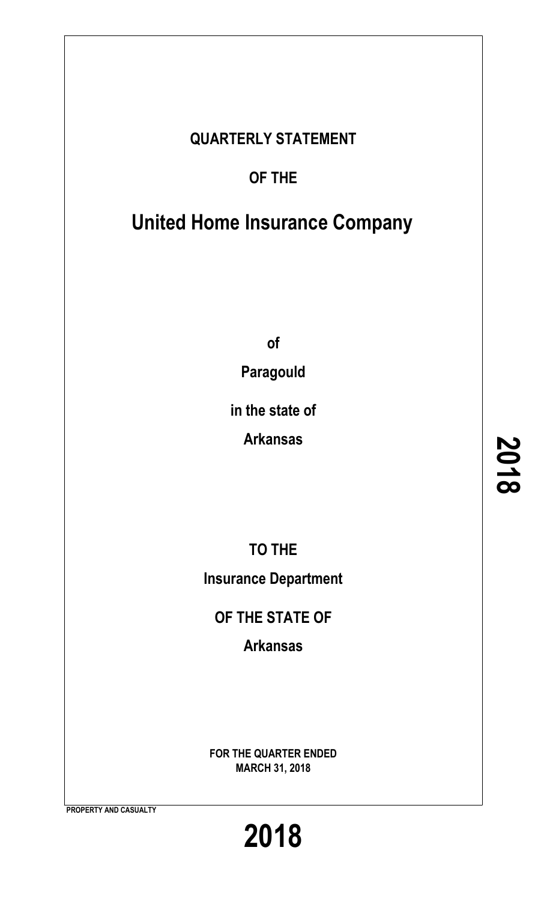# QUARTERLY STATEMENT

## OF THE

# United Home Insurance Company

**of**

**Paragould**

**in the state of**

**Arkansas**

**TO THE**

**Insurance Department**

**OF THE STATE OF**

**Arkansas**

**FOR THE QUARTER ENDED**
**MARCH 31, 2018**

**PROPERTY AND CASUALTY**

# 2018

**2018**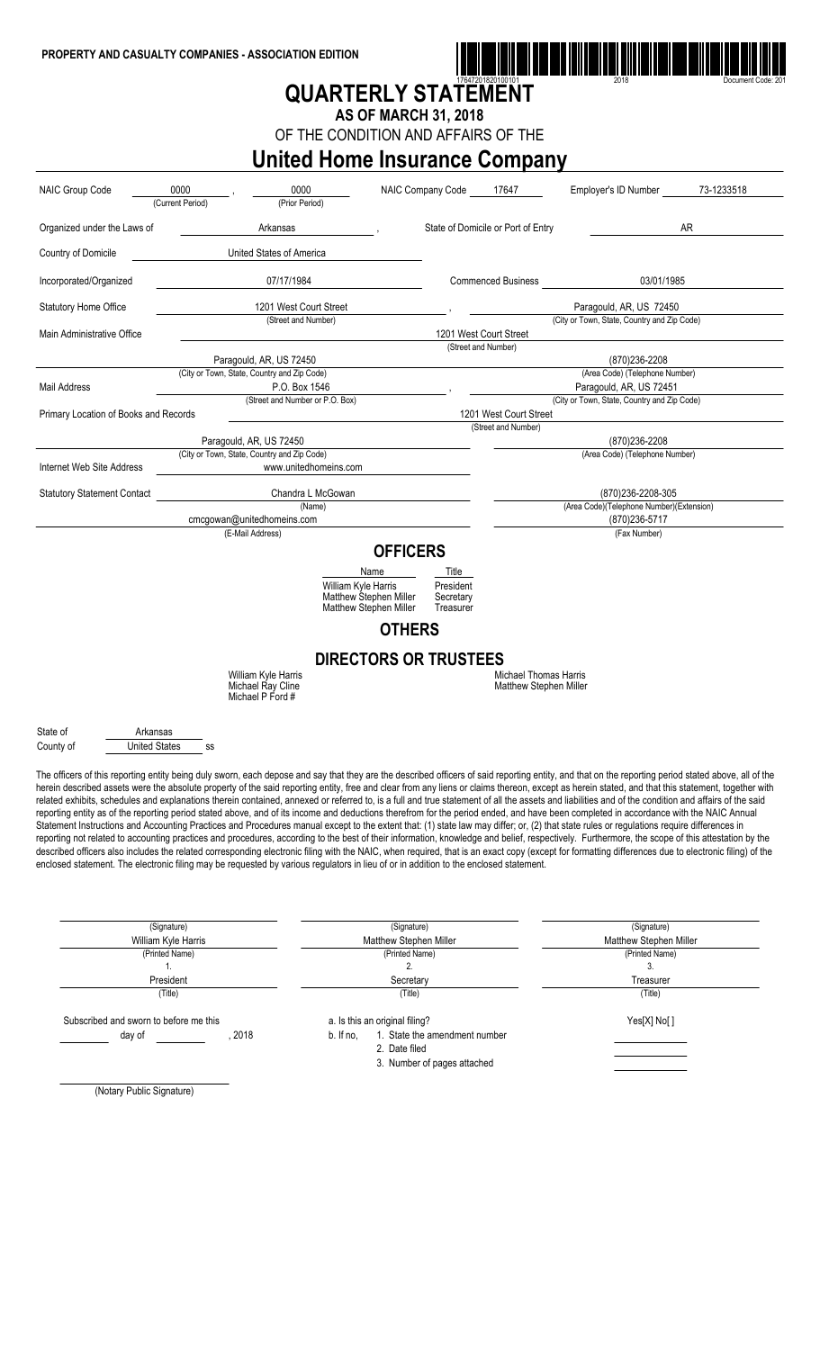PROPERTY AND CASUALTY COMPANIES - ASSOCIATION EDITION

# QUARTERLY STATEMENT

## AS OF MARCH 31, 2018

OF THE CONDITION AND AFFAIRS OF THE

# United Home Insurance Company

| | | | | |
|---|---|---|---|---|
| NAIC Group Code | 0000 (Current Period), 0000 (Prior Period) | NAIC Company Code 17647 | Employer's ID Number | 73-1233518 |
| Organized under the Laws of | Arkansas | State of Domicile or Port of Entry | | AR |
| Country of Domicile | United States of America | | | |
| Incorporated/Organized | 07/17/1984 | Commenced Business | | 03/01/1985 |
| Statutory Home Office | 1201 West Court Street (Street and Number) | | Paragould, AR, US 72450 (City or Town, State, Country and Zip Code) | |
| Main Administrative Office | 1201 West Court Street (Street and Number) | | | |
| | Paragould, AR, US 72450 (City or Town, State, Country and Zip Code) | | (870)236-2208 (Area Code) (Telephone Number) | |
| Mail Address | P.O. Box 1546 (Street and Number or P.O. Box) | | Paragould, AR, US 72451 (City or Town, State, Country and Zip Code) | |
| Primary Location of Books and Records | 1201 West Court Street (Street and Number) | | | |
| | Paragould, AR, US 72450 (City or Town, State, Country and Zip Code) | | (870)236-2208 (Area Code) (Telephone Number) | |
| Internet Web Site Address | www.unitedhomeins.com | | | |
| Statutory Statement Contact | Chandra L McGowan (Name) | | (870)236-2208-305 (Area Code)(Telephone Number)(Extension) | |
| | cmcgowan@unitedhomeins.com (E-Mail Address) | | (870)236-5717 (Fax Number) | |

## OFFICERS

| Name | Title |
|---|---|
| William Kyle Harris | President |
| Matthew Stephen Miller | Secretary |
| Matthew Stephen Miller | Treasurer |

## OTHERS

## DIRECTORS OR TRUSTEES

William Kyle Harris
Michael Ray Cline
Michael P Ford #
Michael Thomas Harris
Matthew Stephen Miller

State of Arkansas
County of United States ss

The officers of this reporting entity being duly sworn, each depose and say that they are the described officers of said reporting entity, and that on the reporting period stated above, all of the herein described assets were the absolute property of the said reporting entity, free and clear from any liens or claims thereon, except as herein stated, and that this statement, together with related exhibits, schedules and explanations therein contained, annexed or referred to, is a full and true statement of all the assets and liabilities and of the condition and affairs of the said reporting entity as of the reporting period stated above, and of its income and deductions therefrom for the period ended, and have been completed in accordance with the NAIC Annual Statement Instructions and Accounting Practices and Procedures manual except to the extent that: (1) state law may differ; or, (2) that state rules or regulations require differences in reporting not related to accounting practices and procedures, according to the best of their information, knowledge and belief, respectively. Furthermore, the scope of this attestation by the described officers also includes the related corresponding electronic filing with the NAIC, when required, that is an exact copy (except for formatting differences due to electronic filing) of the enclosed statement. The electronic filing may be requested by various regulators in lieu of or in addition to the enclosed statement.

| (Signature) | (Signature) | (Signature) |
|---|---|---|
| William Kyle Harris | Matthew Stephen Miller | Matthew Stephen Miller |
| (Printed Name) | (Printed Name) | (Printed Name) |
| 1. | 2. | 3. |
| President | Secretary | Treasurer |
| (Title) | (Title) | (Title) |

Subscribed and sworn to before me this ______ day of ______, 2018

a. Is this an original filing? Yes[X] No[ ]
b. If no,
1. State the amendment number
2. Date filed
3. Number of pages attached

(Notary Public Signature)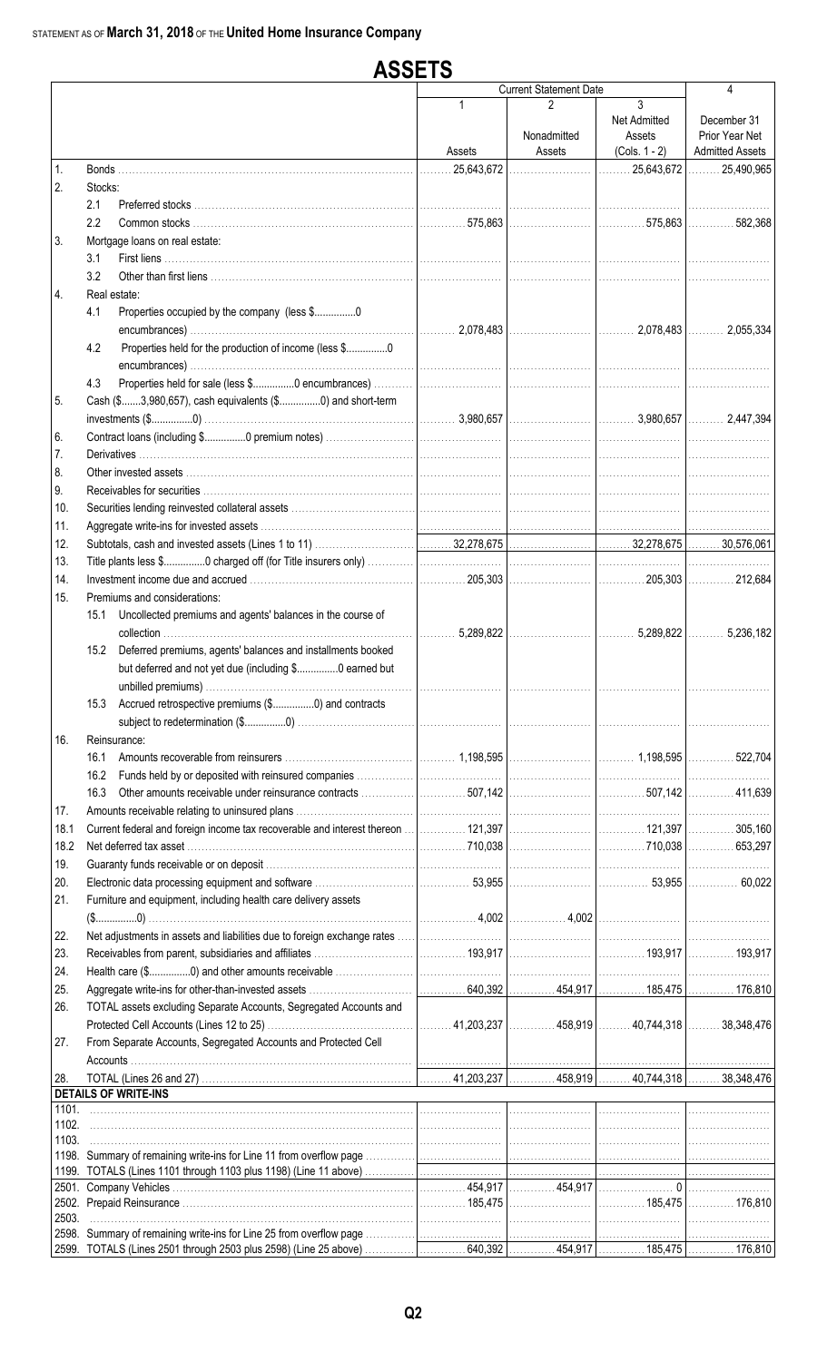STATEMENT AS OF **March 31, 2018** OF THE **United Home Insurance Company**

# ASSETS

| | | Current Statement Date 1 Assets | 2 Nonadmitted Assets | 3 Net Admitted Assets (Cols. 1 - 2) | 4 December 31 Prior Year Net Admitted Assets |
|---|---|---|---|---|---|
| 1. | Bonds | 25,643,672 | | 25,643,672 | 25,490,965 |
| 2. | Stocks: | | | | |
| | 2.1 Preferred stocks | | | | |
| | 2.2 Common stocks | 575,863 | | 575,863 | 582,368 |
| 3. | Mortgage loans on real estate: | | | | |
| | 3.1 First liens | | | | |
| | 3.2 Other than first liens | | | | |
| 4. | Real estate: | | | | |
| | 4.1 Properties occupied by the company (less $...............0 encumbrances) | 2,078,483 | | 2,078,483 | 2,055,334 |
| | 4.2 Properties held for the production of income (less $...............0 encumbrances) | | | | |
| | 4.3 Properties held for sale (less $...............0 encumbrances) | | | | |
| 5. | Cash ($.......3,980,657), cash equivalents ($...............0) and short-term investments ($...............0) | 3,980,657 | | 3,980,657 | 2,447,394 |
| 6. | Contract loans (including $...............0 premium notes) | | | | |
| 7. | Derivatives | | | | |
| 8. | Other invested assets | | | | |
| 9. | Receivables for securities | | | | |
| 10. | Securities lending reinvested collateral assets | | | | |
| 11. | Aggregate write-ins for invested assets | | | | |
| 12. | Subtotals, cash and invested assets (Lines 1 to 11) | 32,278,675 | | 32,278,675 | 30,576,061 |
| 13. | Title plants less $...............0 charged off (for Title insurers only) | | | | |
| 14. | Investment income due and accrued | 205,303 | | 205,303 | 212,684 |
| 15. | Premiums and considerations: | | | | |
| | 15.1 Uncollected premiums and agents' balances in the course of collection | 5,289,822 | | 5,289,822 | 5,236,182 |
| | 15.2 Deferred premiums, agents' balances and installments booked but deferred and not yet due (including $...............0 earned but unbilled premiums) | | | | |
| | 15.3 Accrued retrospective premiums ($...............0) and contracts subject to redetermination ($...............0) | | | | |
| 16. | Reinsurance: | | | | |
| | 16.1 Amounts recoverable from reinsurers | 1,198,595 | | 1,198,595 | 522,704 |
| | 16.2 Funds held by or deposited with reinsured companies | | | | |
| | 16.3 Other amounts receivable under reinsurance contracts | 507,142 | | 507,142 | 411,639 |
| 17. | Amounts receivable relating to uninsured plans | | | | |
| 18.1 | Current federal and foreign income tax recoverable and interest thereon | 121,397 | | 121,397 | 305,160 |
| 18.2 | Net deferred tax asset | 710,038 | | 710,038 | 653,297 |
| 19. | Guaranty funds receivable or on deposit | | | | |
| 20. | Electronic data processing equipment and software | 53,955 | | 53,955 | 60,022 |
| 21. | Furniture and equipment, including health care delivery assets ($...............0) | 4,002 | 4,002 | | |
| 22. | Net adjustments in assets and liabilities due to foreign exchange rates | | | | |
| 23. | Receivables from parent, subsidiaries and affiliates | 193,917 | | 193,917 | 193,917 |
| 24. | Health care ($...............0) and other amounts receivable | | | | |
| 25. | Aggregate write-ins for other-than-invested assets | 640,392 | 454,917 | 185,475 | 176,810 |
| 26. | TOTAL assets excluding Separate Accounts, Segregated Accounts and Protected Cell Accounts (Lines 12 to 25) | 41,203,237 | 458,919 | 40,744,318 | 38,348,476 |
| 27. | From Separate Accounts, Segregated Accounts and Protected Cell Accounts | | | | |
| 28. | TOTAL (Lines 26 and 27) | 41,203,237 | 458,919 | 40,744,318 | 38,348,476 |
| | **DETAILS OF WRITE-INS** | | | | |
| 1101. | | | | | |
| 1102. | | | | | |
| 1103. | | | | | |
| 1198. | Summary of remaining write-ins for Line 11 from overflow page | | | | |
| 1199. | TOTALS (Lines 1101 through 1103 plus 1198) (Line 11 above) | | | | |
| 2501. | Company Vehicles | 454,917 | 454,917 | 0 | |
| 2502. | Prepaid Reinsurance | 185,475 | | 185,475 | 176,810 |
| 2503. | | | | | |
| 2598. | Summary of remaining write-ins for Line 25 from overflow page | | | | |
| 2599. | TOTALS (Lines 2501 through 2503 plus 2598) (Line 25 above) | 640,392 | 454,917 | 185,475 | 176,810 |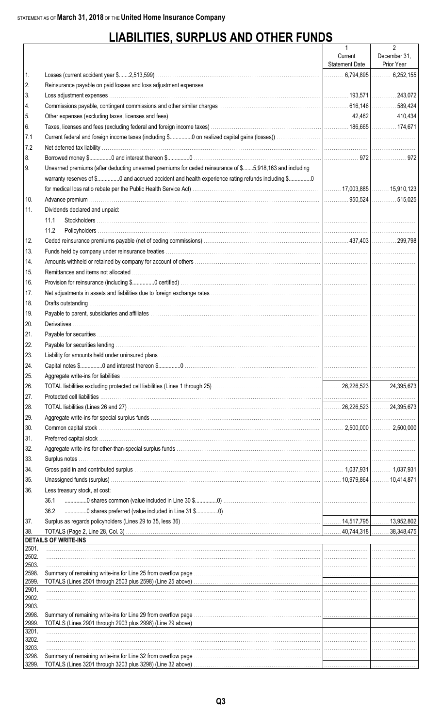STATEMENT AS OF **March 31, 2018** OF THE **United Home Insurance Company**

# LIABILITIES, SURPLUS AND OTHER FUNDS

| | | 1<br>Current<br>Statement Date | 2<br>December 31,<br>Prior Year |
|---|---|---|---|
| 1. | Losses (current accident year $.......2,513,599) | 6,794,895 | 6,252,155 |
| 2. | Reinsurance payable on paid losses and loss adjustment expenses | | |
| 3. | Loss adjustment expenses | 193,571 | 243,072 |
| 4. | Commissions payable, contingent commissions and other similar charges | 616,146 | 589,424 |
| 5. | Other expenses (excluding taxes, licenses and fees) | 42,462 | 410,434 |
| 6. | Taxes, licenses and fees (excluding federal and foreign income taxes) | 186,665 | 174,671 |
| 7.1 | Current federal and foreign income taxes (including $..............0 on realized capital gains (losses)) | | |
| 7.2 | Net deferred tax liability | | |
| 8. | Borrowed money $...............0 and interest thereon $..............0 | 972 | 972 |
| 9. | Unearned premiums (after deducting unearned premiums for ceded reinsurance of $.......5,918,163 and including warranty reserves of $...............0 and accrued accident and health experience rating refunds including $...............0 for medical loss ratio rebate per the Public Health Service Act) | 17,003,885 | 15,910,123 |
| 10. | Advance premium | 950,524 | 515,025 |
| 11. | Dividends declared and unpaid: | | |
| | 11.1 Stockholders | | |
| | 11.2 Policyholders | | |
| 12. | Ceded reinsurance premiums payable (net of ceding commissions) | 437,403 | 299,798 |
| 13. | Funds held by company under reinsurance treaties | | |
| 14. | Amounts withheld or retained by company for account of others | | |
| 15. | Remittances and items not allocated | | |
| 16. | Provision for reinsurance (including $...............0 certified) | | |
| 17. | Net adjustments in assets and liabilities due to foreign exchange rates | | |
| 18. | Drafts outstanding | | |
| 19. | Payable to parent, subsidiaries and affiliates | | |
| 20. | Derivatives | | |
| 21. | Payable for securities | | |
| 22. | Payable for securities lending | | |
| 23. | Liability for amounts held under uninsured plans | | |
| 24. | Capital notes $...............0 and interest thereon $..............0 | | |
| 25. | Aggregate write-ins for liabilities | | |
| 26. | TOTAL liabilities excluding protected cell liabilities (Lines 1 through 25) | 26,226,523 | 24,395,673 |
| 27. | Protected cell liabilities | | |
| 28. | TOTAL liabilities (Lines 26 and 27) | 26,226,523 | 24,395,673 |
| 29. | Aggregate write-ins for special surplus funds | | |
| 30. | Common capital stock | 2,500,000 | 2,500,000 |
| 31. | Preferred capital stock | | |
| 32. | Aggregate write-ins for other-than-special surplus funds | | |
| 33. | Surplus notes | | |
| 34. | Gross paid in and contributed surplus | 1,037,931 | 1,037,931 |
| 35. | Unassigned funds (surplus) | 10,979,864 | 10,414,871 |
| 36. | Less treasury stock, at cost: | | |
| | 36.1 ...............0 shares common (value included in Line 30 $...............0) | | |
| | 36.2 ...............0 shares preferred (value included in Line 31 $...............0) | | |
| 37. | Surplus as regards policyholders (Lines 29 to 35, less 36) | 14,517,795 | 13,952,802 |
| 38. | TOTALS (Page 2, Line 28, Col. 3) | 40,744,318 | 38,348,475 |
| | **DETAILS OF WRITE-INS** | | |
| 2501. | | | |
| 2502. | | | |
| 2503. | | | |
| 2598. | Summary of remaining write-ins for Line 25 from overflow page | | |
| 2599. | TOTALS (Lines 2501 through 2503 plus 2598) (Line 25 above) | | |
| 2901. | | | |
| 2902. | | | |
| 2903. | | | |
| 2998. | Summary of remaining write-ins for Line 29 from overflow page | | |
| 2999. | TOTALS (Lines 2901 through 2903 plus 2998) (Line 29 above) | | |
| 3201. | | | |
| 3202. | | | |
| 3203. | | | |
| 3298. | Summary of remaining write-ins for Line 32 from overflow page | | |
| 3299. | TOTALS (Lines 3201 through 3203 plus 3298) (Line 32 above) | | |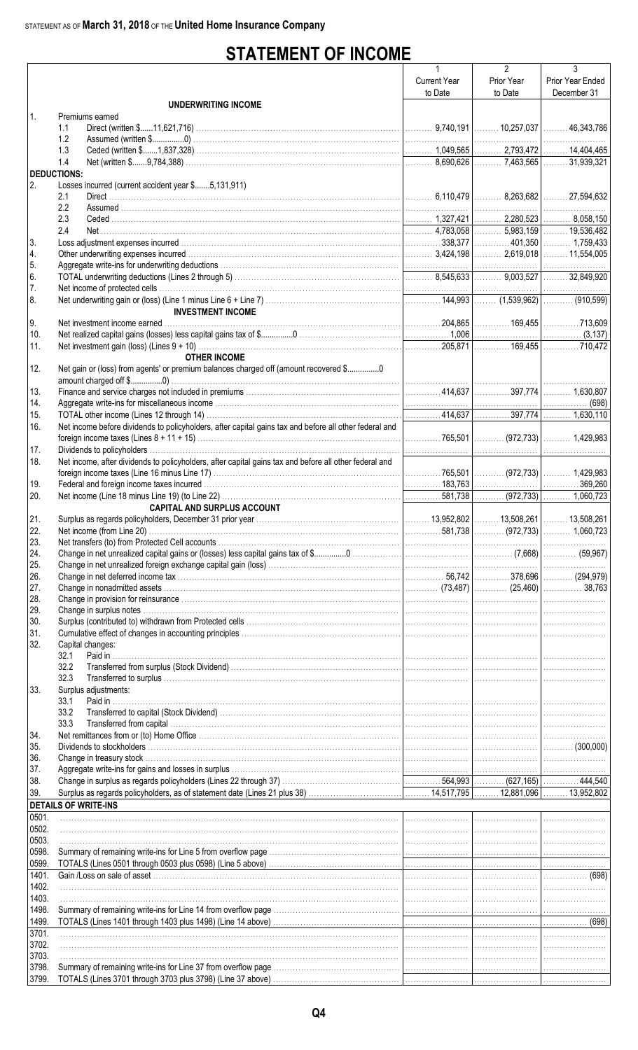STATEMENT AS OF **March 31, 2018** OF THE **United Home Insurance Company**

# STATEMENT OF INCOME

| | | 1 Current Year to Date | 2 Prior Year to Date | 3 Prior Year Ended December 31 |
|---|---|---|---|---|
| | **UNDERWRITING INCOME** | | | |
| 1. | Premiums earned | | | |
| | 1.1 Direct (written $......11,621,716) | 9,740,191 | 10,257,037 | 46,343,786 |
| | 1.2 Assumed (written $...............0) | | | |
| | 1.3 Ceded (written $.......1,837,328) | 1,049,565 | 2,793,472 | 14,404,465 |
| | 1.4 Net (written $.......9,784,388) | 8,690,626 | 7,463,565 | 31,939,321 |
| | **DEDUCTIONS:** | | | |
| 2. | Losses incurred (current accident year $.......5,131,911) | | | |
| | 2.1 Direct | 6,110,479 | 8,263,682 | 27,594,632 |
| | 2.2 Assumed | | | |
| | 2.3 Ceded | 1,327,421 | 2,280,523 | 8,058,150 |
| | 2.4 Net | 4,783,058 | 5,983,159 | 19,536,482 |
| 3. | Loss adjustment expenses incurred | 338,377 | 401,350 | 1,759,433 |
| 4. | Other underwriting expenses incurred | 3,424,198 | 2,619,018 | 11,554,005 |
| 5. | Aggregate write-ins for underwriting deductions | | | |
| 6. | TOTAL underwriting deductions (Lines 2 through 5) | 8,545,633 | 9,003,527 | 32,849,920 |
| 7. | Net income of protected cells | | | |
| 8. | Net underwriting gain or (loss) (Line 1 minus Line 6 + Line 7) | 144,993 | (1,539,962) | (910,599) |
| | **INVESTMENT INCOME** | | | |
| 9. | Net investment income earned | 204,865 | 169,455 | 713,609 |
| 10. | Net realized capital gains (losses) less capital gains tax of $...............0 | 1,006 | | (3,137) |
| 11. | Net investment gain (loss) (Lines 9 + 10) | 205,871 | 169,455 | 710,472 |
| | **OTHER INCOME** | | | |
| 12. | Net gain or (loss) from agents' or premium balances charged off (amount recovered $...............0 amount charged off $..............0) | | | |
| 13. | Finance and service charges not included in premiums | 414,637 | 397,774 | 1,630,807 |
| 14. | Aggregate write-ins for miscellaneous income | | | (698) |
| 15. | TOTAL other income (Lines 12 through 14) | 414,637 | 397,774 | 1,630,110 |
| 16. | Net income before dividends to policyholders, after capital gains tax and before all other federal and foreign income taxes (Lines 8 + 11 + 15) | 765,501 | (972,733) | 1,429,983 |
| 17. | Dividends to policyholders | | | |
| 18. | Net income, after dividends to policyholders, after capital gains tax and before all other federal and foreign income taxes (Line 16 minus Line 17) | 765,501 | (972,733) | 1,429,983 |
| 19. | Federal and foreign income taxes incurred | 183,763 | | 369,260 |
| 20. | Net income (Line 18 minus Line 19) (to Line 22) | 581,738 | (972,733) | 1,060,723 |
| | **CAPITAL AND SURPLUS ACCOUNT** | | | |
| 21. | Surplus as regards policyholders, December 31 prior year | 13,952,802 | 13,508,261 | 13,508,261 |
| 22. | Net income (from Line 20) | 581,738 | (972,733) | 1,060,723 |
| 23. | Net transfers (to) from Protected Cell accounts | | | |
| 24. | Change in net unrealized capital gains or (losses) less capital gains tax of $..............0 | | (7,668) | (59,967) |
| 25. | Change in net unrealized foreign exchange capital gain (loss) | | | |
| 26. | Change in net deferred income tax | 56,742 | 378,696 | (294,979) |
| 27. | Change in nonadmitted assets | (73,487) | (25,460) | 38,763 |
| 28. | Change in provision for reinsurance | | | |
| 29. | Change in surplus notes | | | |
| 30. | Surplus (contributed to) withdrawn from Protected cells | | | |
| 31. | Cumulative effect of changes in accounting principles | | | |
| 32. | Capital changes: | | | |
| | 32.1 Paid in | | | |
| | 32.2 Transferred from surplus (Stock Dividend) | | | |
| | 32.3 Transferred to surplus | | | |
| 33. | Surplus adjustments: | | | |
| | 33.1 Paid in | | | |
| | 33.2 Transferred to capital (Stock Dividend) | | | |
| | 33.3 Transferred from capital | | | |
| 34. | Net remittances from or (to) Home Office | | | |
| 35. | Dividends to stockholders | | | (300,000) |
| 36. | Change in treasury stock | | | |
| 37. | Aggregate write-ins for gains and losses in surplus | | | |
| 38. | Change in surplus as regards policyholders (Lines 22 through 37) | 564,993 | (627,165) | 444,540 |
| 39. | Surplus as regards policyholders, as of statement date (Lines 21 plus 38) | 14,517,795 | 12,881,096 | 13,952,802 |
| | **DETAILS OF WRITE-INS** | | | |
| 0501. | | | | |
| 0502. | | | | |
| 0503. | | | | |
| 0598. | Summary of remaining write-ins for Line 5 from overflow page | | | |
| 0599. | TOTALS (Lines 0501 through 0503 plus 0598) (Line 5 above) | | | |
| 1401. | Gain /Loss on sale of asset | | | (698) |
| 1402. | | | | |
| 1403. | | | | |
| 1498. | Summary of remaining write-ins for Line 14 from overflow page | | | |
| 1499. | TOTALS (Lines 1401 through 1403 plus 1498) (Line 14 above) | | | (698) |
| 3701. | | | | |
| 3702. | | | | |
| 3703. | | | | |
| 3798. | Summary of remaining write-ins for Line 37 from overflow page | | | |
| 3799. | TOTALS (Lines 3701 through 3703 plus 3798) (Line 37 above) | | | |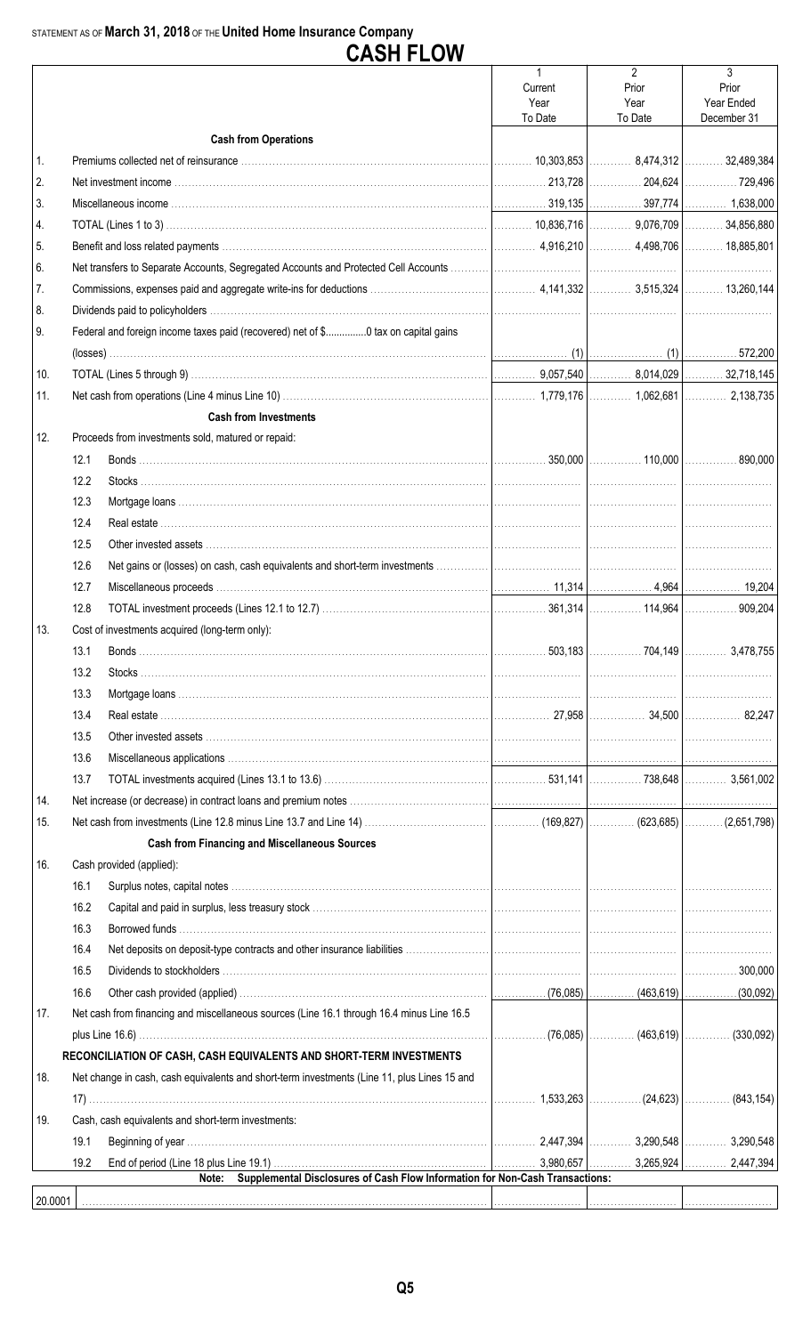STATEMENT AS OF **March 31, 2018** OF THE **United Home Insurance Company**

# CASH FLOW

| | | 1<br>Current<br>Year<br>To Date | 2<br>Prior<br>Year<br>To Date | 3<br>Prior<br>Year Ended<br>December 31 |
|---|---|---|---|---|
| | **Cash from Operations** | | | |
| 1. | Premiums collected net of reinsurance | 10,303,853 | 8,474,312 | 32,489,384 |
| 2. | Net investment income | 213,728 | 204,624 | 729,496 |
| 3. | Miscellaneous income | 319,135 | 397,774 | 1,638,000 |
| 4. | TOTAL (Lines 1 to 3) | 10,836,716 | 9,076,709 | 34,856,880 |
| 5. | Benefit and loss related payments | 4,916,210 | 4,498,706 | 18,885,801 |
| 6. | Net transfers to Separate Accounts, Segregated Accounts and Protected Cell Accounts | | | |
| 7. | Commissions, expenses paid and aggregate write-ins for deductions | 4,141,332 | 3,515,324 | 13,260,144 |
| 8. | Dividends paid to policyholders | | | |
| 9. | Federal and foreign income taxes paid (recovered) net of $..............0 tax on capital gains (losses) | (1) | (1) | 572,200 |
| 10. | TOTAL (Lines 5 through 9) | 9,057,540 | 8,014,029 | 32,718,145 |
| 11. | Net cash from operations (Line 4 minus Line 10) | 1,779,176 | 1,062,681 | 2,138,735 |
| | **Cash from Investments** | | | |
| 12. | Proceeds from investments sold, matured or repaid: | | | |
| | 12.1 Bonds | 350,000 | 110,000 | 890,000 |
| | 12.2 Stocks | | | |
| | 12.3 Mortgage loans | | | |
| | 12.4 Real estate | | | |
| | 12.5 Other invested assets | | | |
| | 12.6 Net gains or (losses) on cash, cash equivalents and short-term investments | | | |
| | 12.7 Miscellaneous proceeds | 11,314 | 4,964 | 19,204 |
| | 12.8 TOTAL investment proceeds (Lines 12.1 to 12.7) | 361,314 | 114,964 | 909,204 |
| 13. | Cost of investments acquired (long-term only): | | | |
| | 13.1 Bonds | 503,183 | 704,149 | 3,478,755 |
| | 13.2 Stocks | | | |
| | 13.3 Mortgage loans | | | |
| | 13.4 Real estate | 27,958 | 34,500 | 82,247 |
| | 13.5 Other invested assets | | | |
| | 13.6 Miscellaneous applications | | | |
| | 13.7 TOTAL investments acquired (Lines 13.1 to 13.6) | 531,141 | 738,648 | 3,561,002 |
| 14. | Net increase (or decrease) in contract loans and premium notes | | | |
| 15. | Net cash from investments (Line 12.8 minus Line 13.7 and Line 14) | (169,827) | (623,685) | (2,651,798) |
| | **Cash from Financing and Miscellaneous Sources** | | | |
| 16. | Cash provided (applied): | | | |
| | 16.1 Surplus notes, capital notes | | | |
| | 16.2 Capital and paid in surplus, less treasury stock | | | |
| | 16.3 Borrowed funds | | | |
| | 16.4 Net deposits on deposit-type contracts and other insurance liabilities | | | |
| | 16.5 Dividends to stockholders | | | 300,000 |
| | 16.6 Other cash provided (applied) | (76,085) | (463,619) | (30,092) |
| 17. | Net cash from financing and miscellaneous sources (Line 16.1 through 16.4 minus Line 16.5 plus Line 16.6) | (76,085) | (463,619) | (330,092) |
| | **RECONCILIATION OF CASH, CASH EQUIVALENTS AND SHORT-TERM INVESTMENTS** | | | |
| 18. | Net change in cash, cash equivalents and short-term investments (Line 11, plus Lines 15 and 17) | 1,533,263 | (24,623) | (843,154) |
| 19. | Cash, cash equivalents and short-term investments: | | | |
| | 19.1 Beginning of year | 2,447,394 | 3,290,548 | 3,290,548 |
| | 19.2 End of period (Line 18 plus Line 19.1) | 3,980,657 | 3,265,924 | 2,447,394 |

**Note: Supplemental Disclosures of Cash Flow Information for Non-Cash Transactions:**

| | | | | |
|---|---|---|---|---|
| 20.0001 | | | | |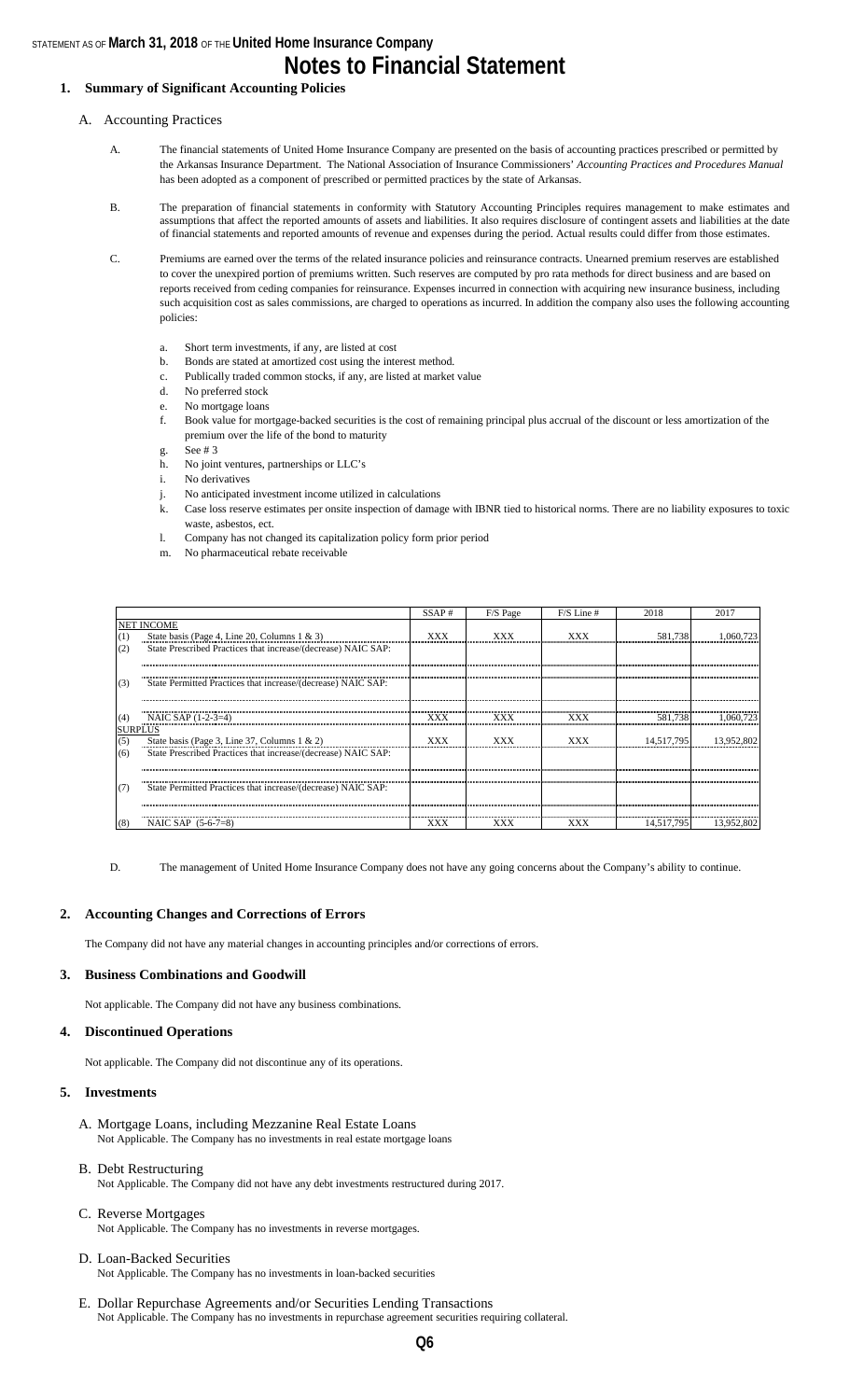STATEMENT AS OF **March 31, 2018** OF THE **United Home Insurance Company**

# Notes to Financial Statement

## 1. Summary of Significant Accounting Policies

A. Accounting Practices

A. The financial statements of United Home Insurance Company are presented on the basis of accounting practices prescribed or permitted by the Arkansas Insurance Department. The National Association of Insurance Commissioners' *Accounting Practices and Procedures Manual* has been adopted as a component of prescribed or permitted practices by the state of Arkansas.

B. The preparation of financial statements in conformity with Statutory Accounting Principles requires management to make estimates and assumptions that affect the reported amounts of assets and liabilities. It also requires disclosure of contingent assets and liabilities at the date of financial statements and reported amounts of revenue and expenses during the period. Actual results could differ from those estimates.

C. Premiums are earned over the terms of the related insurance policies and reinsurance contracts. Unearned premium reserves are established to cover the unexpired portion of premiums written. Such reserves are computed by pro rata methods for direct business and are based on reports received from ceding companies for reinsurance. Expenses incurred in connection with acquiring new insurance business, including such acquisition cost as sales commissions, are charged to operations as incurred. In addition the company also uses the following accounting policies:

a. Short term investments, if any, are listed at cost
b. Bonds are stated at amortized cost using the interest method.
c. Publically traded common stocks, if any, are listed at market value
d. No preferred stock
e. No mortgage loans
f. Book value for mortgage-backed securities is the cost of remaining principal plus accrual of the discount or less amortization of the premium over the life of the bond to maturity
g. See # 3
h. No joint ventures, partnerships or LLC's
i. No derivatives
j. No anticipated investment income utilized in calculations
k. Case loss reserve estimates per onsite inspection of damage with IBNR tied to historical norms. There are no liability exposures to toxic waste, asbestos, ect.
l. Company has not changed its capitalization policy form prior period
m. No pharmaceutical rebate receivable

| | | SSAP # | F/S Page | F/S Line # | 2018 | 2017 |
|---|---|---|---|---|---|---|
| NET INCOME | | | | | | |
| (1) | State basis (Page 4, Line 20, Columns 1 & 3) | XXX | XXX | XXX | 581,738 | 1,060,723 |
| (2) | State Prescribed Practices that increase/(decrease) NAIC SAP: | | | | | |
| | | | | | | |
| (3) | State Permitted Practices that increase/(decrease) NAIC SAP: | | | | | |
| | | | | | | |
| (4) | NAIC SAP (1-2-3=4) | XXX | XXX | XXX | 581,738 | 1,060,723 |
| SURPLUS | | | | | | |
| (5) | State basis (Page 3, Line 37, Columns 1 & 2) | XXX | XXX | XXX | 14,517,795 | 13,952,802 |
| (6) | State Prescribed Practices that increase/(decrease) NAIC SAP: | | | | | |
| | | | | | | |
| (7) | State Permitted Practices that increase/(decrease) NAIC SAP: | | | | | |
| | | | | | | |
| (8) | NAIC SAP (5-6-7=8) | XXX | XXX | XXX | 14,517,795 | 13,952,802 |

D. The management of United Home Insurance Company does not have any going concerns about the Company's ability to continue.

## 2. Accounting Changes and Corrections of Errors

The Company did not have any material changes in accounting principles and/or corrections of errors.

## 3. Business Combinations and Goodwill

Not applicable. The Company did not have any business combinations.

## 4. Discontinued Operations

Not applicable. The Company did not discontinue any of its operations.

## 5. Investments

A. Mortgage Loans, including Mezzanine Real Estate Loans
Not Applicable. The Company has no investments in real estate mortgage loans

B. Debt Restructuring
Not Applicable. The Company did not have any debt investments restructured during 2017.

C. Reverse Mortgages
Not Applicable. The Company has no investments in reverse mortgages.

D. Loan-Backed Securities
Not Applicable. The Company has no investments in loan-backed securities

E. Dollar Repurchase Agreements and/or Securities Lending Transactions
Not Applicable. The Company has no investments in repurchase agreement securities requiring collateral.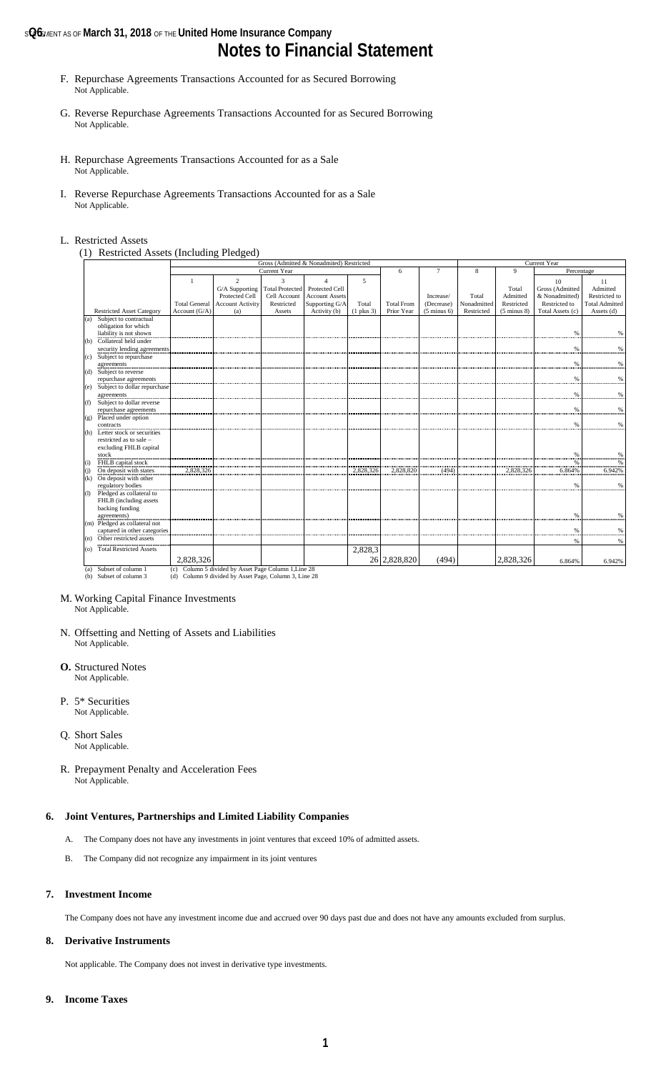F. Repurchase Agreements Transactions Accounted for as Secured Borrowing
Not Applicable.

G. Reverse Repurchase Agreements Transactions Accounted for as Secured Borrowing
Not Applicable.

H. Repurchase Agreements Transactions Accounted for as a Sale
Not Applicable.

I. Reverse Repurchase Agreements Transactions Accounted for as a Sale
Not Applicable.

L. Restricted Assets

(1) Restricted Assets (Including Pledged)

| | Gross (Admitted & Nonadmitted) Restricted | | | | | | | Current Year | | | |
|---|---|---|---|---|---|---|---|---|---|---|---|
| | Current Year | | | | | 6 | 7 | 8 | 9 | Percentage | |
| Restricted Asset Category | 1<br>Total General Account (G/A) | 2<br>G/A Supporting Protected Cell Account Activity (a) | 3<br>Total Protected Cell Account Restricted Assets | 4<br>Protected Cell Account Assets Supporting G/A Activity (b) | 5<br>Total (1 plus 3) | Total From Prior Year | Increase/ (Decrease) (5 minus 6) | Total Nonadmitted Restricted | Total Admitted Restricted (5 minus 8) | 10<br>Gross (Admitted & Nonadmitted) Restricted to Total Assets (c) | 11<br>Admitted Restricted to Total Admitted Assets (d) |
| (a) Subject to contractual obligation for which liability is not shown | | | | | | | | | | % | % |
| (b) Collateral held under security lending agreements | | | | | | | | | | % | % |
| (c) Subject to repurchase agreements | | | | | | | | | | % | % |
| (d) Subject to reverse repurchase agreements | | | | | | | | | | % | % |
| (e) Subject to dollar repurchase agreements | | | | | | | | | | % | % |
| (f) Subject to dollar reverse repurchase agreements | | | | | | | | | | % | % |
| (g) Placed under option contracts | | | | | | | | | | % | % |
| (h) Letter stock or securities restricted as to sale – excluding FHLB capital stock | | | | | | | | | | % | % |
| (i) FHLB capital stock | | | | | | | | | | % | % |
| (j) On deposit with states | 2,828,326 | | | | 2,828,326 | 2,828,820 | (494) | | 2,828,326 | 6.864% | 6.942% |
| (k) On deposit with other regulatory bodies | | | | | | | | | | % | % |
| (l) Pledged as collateral to FHLB (including assets backing funding agreements) | | | | | | | | | | % | % |
| (m) Pledged as collateral not captured in other categories | | | | | | | | | | % | % |
| (n) Other restricted assets | | | | | | | | | | % | % |
| (o) Total Restricted Assets | 2,828,326 | | | | 2,828,326 | 2,828,820 | (494) | | 2,828,326 | 6.864% | 6.942% |

(a) Subset of column 1
(b) Subset of column 3
(c) Column 5 divided by Asset Page Column 1,Line 28
(d) Column 9 divided by Asset Page, Column 3, Line 28

M. Working Capital Finance Investments
Not Applicable.

N. Offsetting and Netting of Assets and Liabilities
Not Applicable.

**O.** Structured Notes
Not Applicable.

P. 5* Securities
Not Applicable.

Q. Short Sales
Not Applicable.

R. Prepayment Penalty and Acceleration Fees
Not Applicable.

## 6. Joint Ventures, Partnerships and Limited Liability Companies

A. The Company does not have any investments in joint ventures that exceed 10% of admitted assets.

B. The Company did not recognize any impairment in its joint ventures

## 7. Investment Income

The Company does not have any investment income due and accrued over 90 days past due and does not have any amounts excluded from surplus.

## 8. Derivative Instruments

Not applicable. The Company does not invest in derivative type investments.

## 9. Income Taxes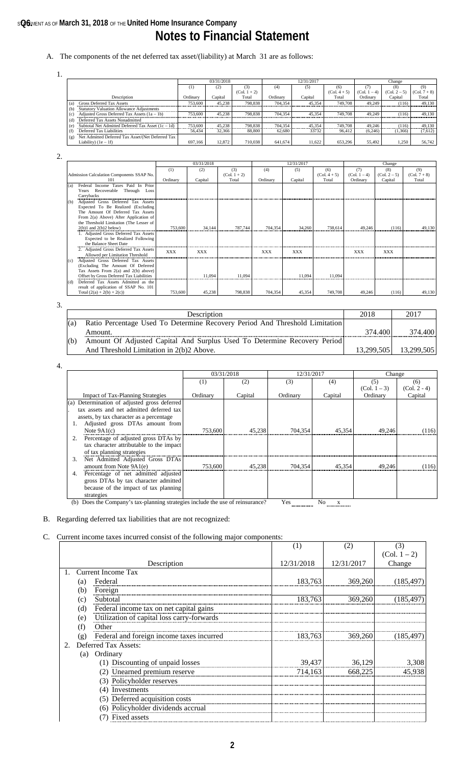STATEMENT AS OF **March 31, 2018** OF THE **United Home Insurance Company**

# Notes to Financial Statement

A. The components of the net deferred tax asset/(liability) at March 31 are as follows:

1.

| | | 03/31/2018 | | | 12/31/2017 | | | Change | | |
|---|---|---|---|---|---|---|---|---|---|---|
| | | (1) | (2) | (3) (Col. 1 + 2) | (4) | (5) | (6) (Col. 4 + 5) | (7) (Col. 1 – 4) | (8) (Col. 2 – 5) | (9) (Col. 7 + 8) |
| | Description | Ordinary | Capital | Total | Ordinary | Capital | Total | Ordinary | Capital | Total |
| (a) | Gross Deferred Tax Assets | 753,600 | 45,238 | 798,838 | 704,354 | 45,354 | 749,708 | 49,249 | (116) | 49,130 |
| (b) | Statutory Valuation Allowance Adjustments | | | | | | | | | |
| (c) | Adjusted Gross Deferred Tax Assets (1a – 1b) | 753,600 | 45,238 | 798,838 | 704,354 | 45,354 | 749,708 | 49,249 | (116) | 49,130 |
| (d) | Deferred Tax Assets Nonadmitted | | | | | | | | | |
| (e) | Subtotal Net Admitted Deferred Tax Asset (1c – 1d) | 753,600 | 45,238 | 798,838 | 704,354 | 45,354 | 749,708 | 49,246 | (116) | 49,130 |
| (f) | Deferred Tax Liabilities | 56,434 | 32,366 | 88,800 | 62,680 | 33732 | 96,412 | (6,246) | (1,366) | (7,612) |
| (g) | Net Admitted Deferred Tax Asset/(Net Deferred Tax Liability) (1e – 1f) | 697,166 | 12,872 | 710,038 | 641,674 | 11,622 | 653,296 | 55,492 | 1,250 | 56,742 |

2.

| | | 03/31/2018 | | | 12/31/2017 | | | Change | | |
|---|---|---|---|---|---|---|---|---|---|---|
| | Admission Calculation Components SSAP No. 101 | (1) Ordinary | (2) Capital | (3) (Col. 1 + 2) Total | (4) Ordinary | (5) Capital | (6) (Col. 4 + 5) Total | (7) (Col. 1 – 4) Ordinary | (8) (Col. 2 – 5) Capital | (9) (Col. 7 + 8) Total |
| (a) | Federal Income Taxes Paid In Prior Years Recoverable Through Loss Carrybacks | | | | | | | | | |
| (b) | Adjusted Gross Deferred Tax Assets Expected To Be Realized (Excluding The Amount Of Deferred Tax Assets From 2(a) Above) After Application of the Threshold Limitation (The Lesser of 2(b)1 and 2(b)2 below) | 753,600 | 34,144 | 787,744 | 704,354 | 34,260 | 738,614 | 49,246 | (116) | 49,130 |
| | 1. Adjusted Gross Deferred Tax Assets Expected to be Realized Following the Balance Sheet Date | | | | | | | | | |
| | 2. Adjusted Gross Deferred Tax Assets Allowed per Limitation Threshold | XXX | XXX | | XXX | XXX | | XXX | XXX | |
| (c) | Adjusted Gross Deferred Tax Assets (Excluding The Amount Of Deferred Tax Assets From 2(a) and 2(b) above) Offset by Gross Deferred Tax Liabilities | | 11,094 | 11,094 | | 11,094 | 11,094 | | | |
| (d) | Deferred Tax Assets Admitted as the result of application of SSAP No. 101 Total (2(a) + 2(b) + 2(c)) | 753,600 | 45,238 | 798,838 | 704,354 | 45,354 | 749,708 | 49,246 | (116) | 49,130 |

3.

| | Description | 2018 | 2017 |
|---|---|---|---|
| (a) | Ratio Percentage Used To Determine Recovery Period And Threshold Limitation Amount. | 374.400 | 374.400 |
| (b) | Amount Of Adjusted Capital And Surplus Used To Determine Recovery Period And Threshold Limitation in 2(b)2 Above. | 13,299,505 | 13,299,505 |

4.

| | 03/31/2018 | | 12/31/2017 | | Change | |
|---|---|---|---|---|---|---|
| | (1) | (2) | (3) | (4) | (5) (Col. 1 – 3) | (6) (Col. 2 - 4) |
| Impact of Tax-Planning Strategies | Ordinary | Capital | Ordinary | Capital | Ordinary | Capital |
| (a) Determination of adjusted gross deferred tax assets and net admitted deferred tax assets, by tax character as a percentage | | | | | | |
| 1. Adjusted gross DTAs amount from Note 9A1(c) | 753,600 | 45,238 | 704,354 | 45,354 | 49,246 | (116) |
| 2. Percentage of adjusted gross DTAs by tax character attributable to the impact of tax planning strategies | | | | | | |
| 3. Net Admitted Adjusted Gross DTAs amount from Note 9A1(e) | 753,600 | 45,238 | 704,354 | 45,354 | 49,246 | (116) |
| 4. Percentage of net admitted adjusted gross DTAs by tax character admitted because of the impact of tax planning strategies | | | | | | |

(b) Does the Company's tax-planning strategies include the use of reinsurance? Yes ____ No x

B. Regarding deferred tax liabilities that are not recognized:

C. Current income taxes incurred consist of the following major components:

| | (1) | (2) | (3) (Col. 1 – 2) |
|---|---|---|---|
| Description | 12/31/2018 | 12/31/2017 | Change |
| 1. Current Income Tax | | | |
| (a) Federal | 183,763 | 369,260 | (185,497) |
| (b) Foreign | | | |
| (c) Subtotal | 183,763 | 369,260 | (185,497) |
| (d) Federal income tax on net capital gains | | | |
| (e) Utilization of capital loss carry-forwards | | | |
| (f) Other | | | |
| (g) Federal and foreign income taxes incurred | 183,763 | 369,260 | (185,497) |
| 2. Deferred Tax Assets: | | | |
| (a) Ordinary | | | |
| (1) Discounting of unpaid losses | 39,437 | 36,129 | 3,308 |
| (2) Unearned premium reserve | 714,163 | 668,225 | 45,938 |
| (3) Policyholder reserves | | | |
| (4) Investments | | | |
| (5) Deferred acquisition costs | | | |
| (6) Policyholder dividends accrual | | | |
| (7) Fixed assets | | | |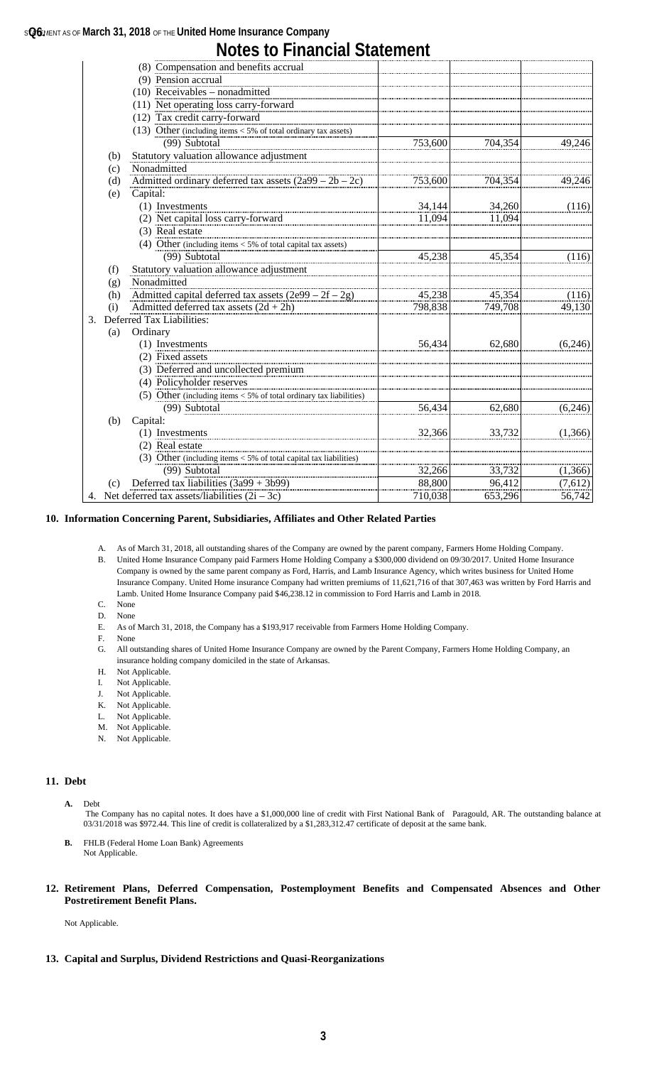# Notes to Financial Statement

| | | | | |
|---|---|---|---|---|
| | (8) Compensation and benefits accrual | | | |
| | (9) Pension accrual | | | |
| | (10) Receivables – nonadmitted | | | |
| | (11) Net operating loss carry-forward | | | |
| | (12) Tax credit carry-forward | | | |
| | (13) Other (including items < 5% of total ordinary tax assets) | | | |
| | (99) Subtotal | 753,600 | 704,354 | 49,246 |
| (b) | Statutory valuation allowance adjustment | | | |
| (c) | Nonadmitted | | | |
| (d) | Admitted ordinary deferred tax assets (2a99 – 2b – 2c) | 753,600 | 704,354 | 49,246 |
| (e) | Capital: | | | |
| | (1) Investments | 34,144 | 34,260 | (116) |
| | (2) Net capital loss carry-forward | 11,094 | 11,094 | |
| | (3) Real estate | | | |
| | (4) Other (including items < 5% of total capital tax assets) | | | |
| | (99) Subtotal | 45,238 | 45,354 | (116) |
| (f) | Statutory valuation allowance adjustment | | | |
| (g) | Nonadmitted | | | |
| (h) | Admitted capital deferred tax assets (2e99 – 2f – 2g) | 45,238 | 45,354 | (116) |
| (i) | Admitted deferred tax assets (2d + 2h) | 798,838 | 749,708 | 49,130 |
| 3. | Deferred Tax Liabilities: | | | |
| (a) | Ordinary | | | |
| | (1) Investments | 56,434 | 62,680 | (6,246) |
| | (2) Fixed assets | | | |
| | (3) Deferred and uncollected premium | | | |
| | (4) Policyholder reserves | | | |
| | (5) Other (including items < 5% of total ordinary tax liabilities) | | | |
| | (99) Subtotal | 56,434 | 62,680 | (6,246) |
| (b) | Capital: | | | |
| | (1) Investments | 32,366 | 33,732 | (1,366) |
| | (2) Real estate | | | |
| | (3) Other (including items < 5% of total capital tax liabilities) | | | |
| | (99) Subtotal | 32,266 | 33,732 | (1,366) |
| (c) | Deferred tax liabilities (3a99 + 3b99) | 88,800 | 96,412 | (7,612) |
| 4. | Net deferred tax assets/liabilities (2i – 3c) | 710,038 | 653,296 | 56,742 |

## 10. Information Concerning Parent, Subsidiaries, Affiliates and Other Related Parties

A. As of March 31, 2018, all outstanding shares of the Company are owned by the parent company, Farmers Home Holding Company.

B. United Home Insurance Company paid Farmers Home Holding Company a $300,000 dividend on 09/30/2017. United Home Insurance Company is owned by the same parent company as Ford, Harris, and Lamb Insurance Agency, which writes business for United Home Insurance Company. United Home insurance Company had written premiums of 11,621,716 of that 307,463 was written by Ford Harris and Lamb. United Home Insurance Company paid $46,238.12 in commission to Ford Harris and Lamb in 2018.

C. None

D. None

E. As of March 31, 2018, the Company has a $193,917 receivable from Farmers Home Holding Company.

F. None

G. All outstanding shares of United Home Insurance Company are owned by the Parent Company, Farmers Home Holding Company, an insurance holding company domiciled in the state of Arkansas.

H. Not Applicable.

I. Not Applicable.

J. Not Applicable.

K. Not Applicable.

L. Not Applicable.

M. Not Applicable.

N. Not Applicable.

## 11. Debt

**A.** Debt

The Company has no capital notes. It does have a $1,000,000 line of credit with First National Bank of Paragould, AR. The outstanding balance at 03/31/2018 was $972.44. This line of credit is collateralized by a $1,283,312.47 certificate of deposit at the same bank.

**B.** FHLB (Federal Home Loan Bank) Agreements

Not Applicable.

## 12. Retirement Plans, Deferred Compensation, Postemployment Benefits and Compensated Absences and Other Postretirement Benefit Plans.

Not Applicable.

## 13. Capital and Surplus, Dividend Restrictions and Quasi-Reorganizations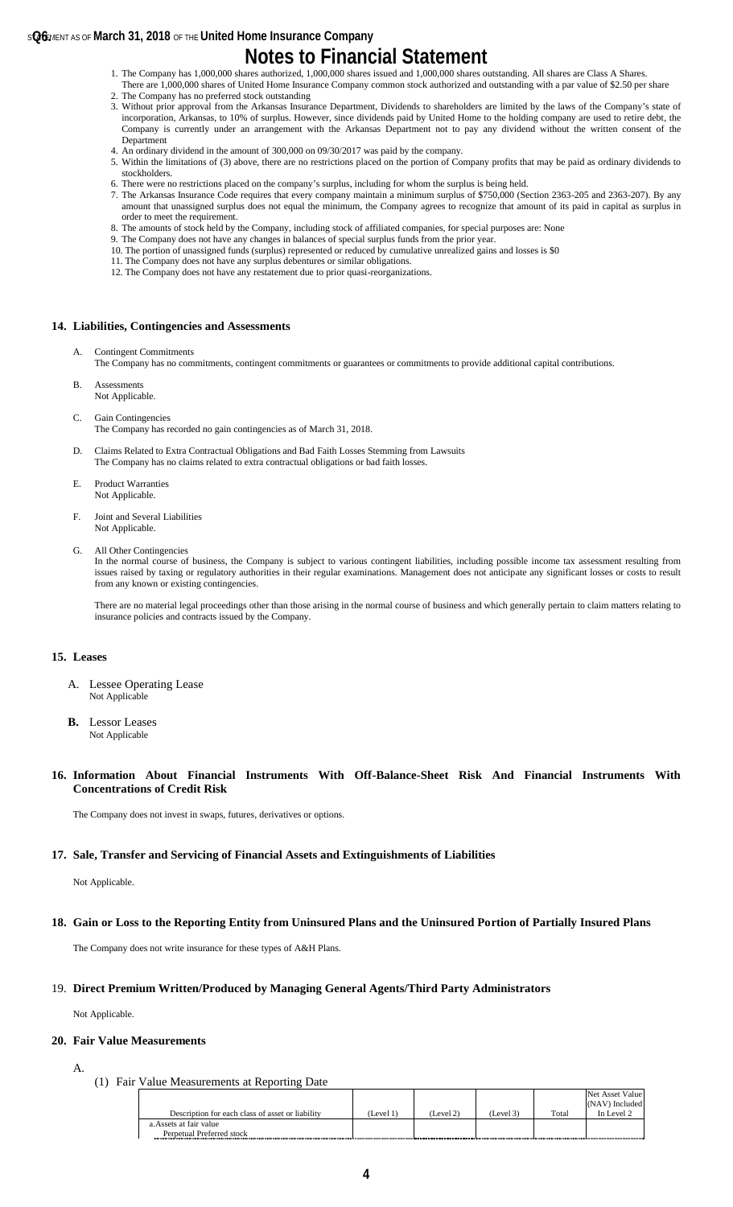# Notes to Financial Statement

1. The Company has 1,000,000 shares authorized, 1,000,000 shares issued and 1,000,000 shares outstanding. All shares are Class A Shares. There are 1,000,000 shares of United Home Insurance Company common stock authorized and outstanding with a par value of $2.50 per share
2. The Company has no preferred stock outstanding
3. Without prior approval from the Arkansas Insurance Department, Dividends to shareholders are limited by the laws of the Company's state of incorporation, Arkansas, to 10% of surplus. However, since dividends paid by United Home to the holding company are used to retire debt, the Company is currently under an arrangement with the Arkansas Department not to pay any dividend without the written consent of the Department
4. An ordinary dividend in the amount of 300,000 on 09/30/2017 was paid by the company.
5. Within the limitations of (3) above, there are no restrictions placed on the portion of Company profits that may be paid as ordinary dividends to stockholders.
6. There were no restrictions placed on the company's surplus, including for whom the surplus is being held.
7. The Arkansas Insurance Code requires that every company maintain a minimum surplus of $750,000 (Section 2363-205 and 2363-207). By any amount that unassigned surplus does not equal the minimum, the Company agrees to recognize that amount of its paid in capital as surplus in order to meet the requirement.
8. The amounts of stock held by the Company, including stock of affiliated companies, for special purposes are: None
9. The Company does not have any changes in balances of special surplus funds from the prior year.
10. The portion of unassigned funds (surplus) represented or reduced by cumulative unrealized gains and losses is $0
11. The Company does not have any surplus debentures or similar obligations.
12. The Company does not have any restatement due to prior quasi-reorganizations.

## 14. Liabilities, Contingencies and Assessments

A. Contingent Commitments
The Company has no commitments, contingent commitments or guarantees or commitments to provide additional capital contributions.

B. Assessments
Not Applicable.

C. Gain Contingencies
The Company has recorded no gain contingencies as of March 31, 2018.

D. Claims Related to Extra Contractual Obligations and Bad Faith Losses Stemming from Lawsuits
The Company has no claims related to extra contractual obligations or bad faith losses.

E. Product Warranties
Not Applicable.

F. Joint and Several Liabilities
Not Applicable.

G. All Other Contingencies
In the normal course of business, the Company is subject to various contingent liabilities, including possible income tax assessment resulting from issues raised by taxing or regulatory authorities in their regular examinations. Management does not anticipate any significant losses or costs to result from any known or existing contingencies.

There are no material legal proceedings other than those arising in the normal course of business and which generally pertain to claim matters relating to insurance policies and contracts issued by the Company.

## 15. Leases

A. Lessee Operating Lease
Not Applicable

**B.** Lessor Leases
Not Applicable

## 16. Information About Financial Instruments With Off-Balance-Sheet Risk And Financial Instruments With Concentrations of Credit Risk

The Company does not invest in swaps, futures, derivatives or options.

## 17. Sale, Transfer and Servicing of Financial Assets and Extinguishments of Liabilities

Not Applicable.

## 18. Gain or Loss to the Reporting Entity from Uninsured Plans and the Uninsured Portion of Partially Insured Plans

The Company does not write insurance for these types of A&H Plans.

## 19. Direct Premium Written/Produced by Managing General Agents/Third Party Administrators

Not Applicable.

## 20. Fair Value Measurements

A.

(1) Fair Value Measurements at Reporting Date

| Description for each class of asset or liability | (Level 1) | (Level 2) | (Level 3) | Total | Net Asset Value (NAV) Included In Level 2 |
|---|---|---|---|---|---|
| a. Assets at fair value | | | | | |
| Perpetual Preferred stock | | | | | |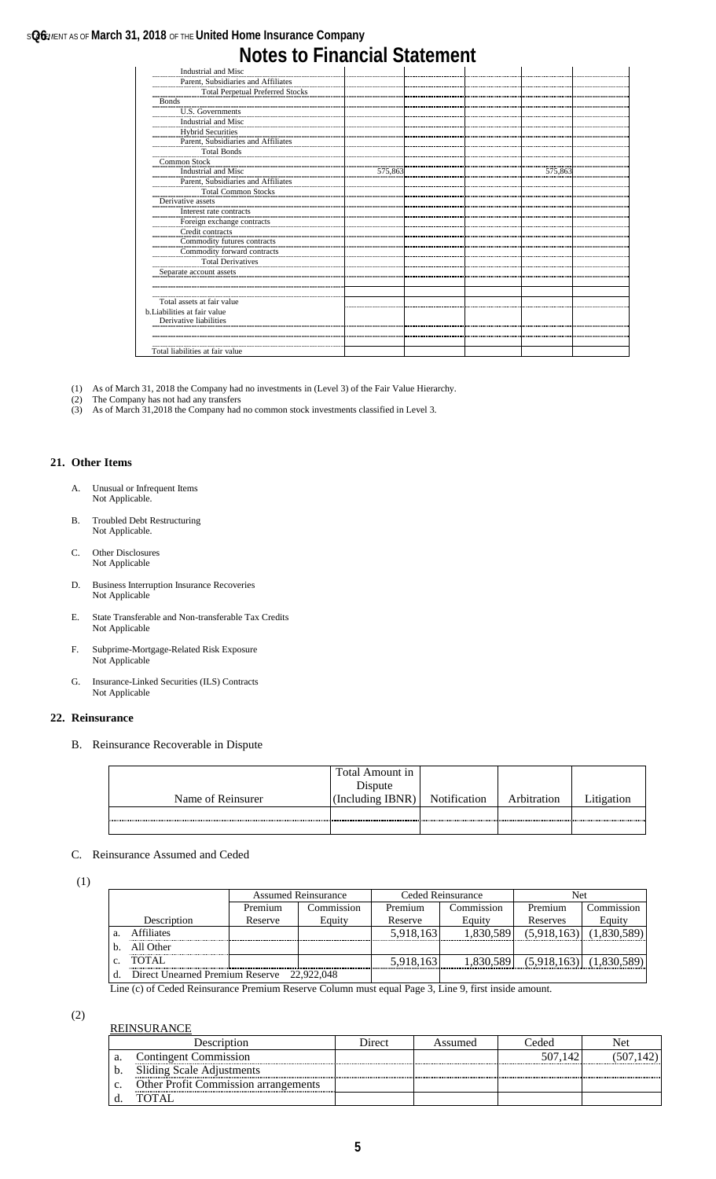# Notes to Financial Statement

| | | | | | |
|---|---|---|---|---|---|
| Industrial and Misc | | | | | |
| Parent, Subsidiaries and Affiliates | | | | | |
| Total Perpetual Preferred Stocks | | | | | |
| Bonds | | | | | |
| U.S. Governments | | | | | |
| Industrial and Misc | | | | | |
| Hybrid Securities | | | | | |
| Parent, Subsidiaries and Affiliates | | | | | |
| Total Bonds | | | | | |
| Common Stock | | | | | |
| Industrial and Misc | 575,863 | | | 575,863 | |
| Parent, Subsidiaries and Affiliates | | | | | |
| Total Common Stocks | | | | | |
| Derivative assets | | | | | |
| Interest rate contracts | | | | | |
| Foreign exchange contracts | | | | | |
| Credit contracts | | | | | |
| Commodity futures contracts | | | | | |
| Commodity forward contracts | | | | | |
| Total Derivatives | | | | | |
| Separate account assets | | | | | |
| | | | | | |
| Total assets at fair value | | | | | |
| b.Liabilities at fair value | | | | | |
| Derivative liabilities | | | | | |
| | | | | | |
| Total liabilities at fair value | | | | | |

(1) As of March 31, 2018 the Company had no investments in (Level 3) of the Fair Value Hierarchy.
(2) The Company has not had any transfers
(3) As of March 31,2018 the Company had no common stock investments classified in Level 3.

## 21. Other Items

A. Unusual or Infrequent Items
Not Applicable.

B. Troubled Debt Restructuring
Not Applicable.

C. Other Disclosures
Not Applicable

D. Business Interruption Insurance Recoveries
Not Applicable

E. State Transferable and Non-transferable Tax Credits
Not Applicable

F. Subprime-Mortgage-Related Risk Exposure
Not Applicable

G. Insurance-Linked Securities (ILS) Contracts
Not Applicable

## 22. Reinsurance

B. Reinsurance Recoverable in Dispute

| Name of Reinsurer | Total Amount in Dispute (Including IBNR) | Notification | Arbitration | Litigation |
|---|---|---|---|---|
| | | | | |

C. Reinsurance Assumed and Ceded

(1)

| | Assumed Reinsurance | | Ceded Reinsurance | | Net | |
|---|---|---|---|---|---|---|
| Description | Premium Reserve | Commission Equity | Premium Reserve | Commission Equity | Premium Reserves | Commission Equity |
| a. Affiliates | | | 5,918,163 | 1,830,589 | (5,918,163) | (1,830,589) |
| b. All Other | | | | | | |
| c. TOTAL | | | 5,918,163 | 1,830,589 | (5,918,163) | (1,830,589) |
| d. Direct Unearned Premium Reserve | 22,922,048 | | | | | |

Line (c) of Ceded Reinsurance Premium Reserve Column must equal Page 3, Line 9, first inside amount.

(2)

REINSURANCE

| Description | Direct | Assumed | Ceded | Net |
|---|---|---|---|---|
| a. Contingent Commission | | | 507,142 | (507,142) |
| b. Sliding Scale Adjustments | | | | |
| c. Other Profit Commission arrangements | | | | |
| d. TOTAL | | | | |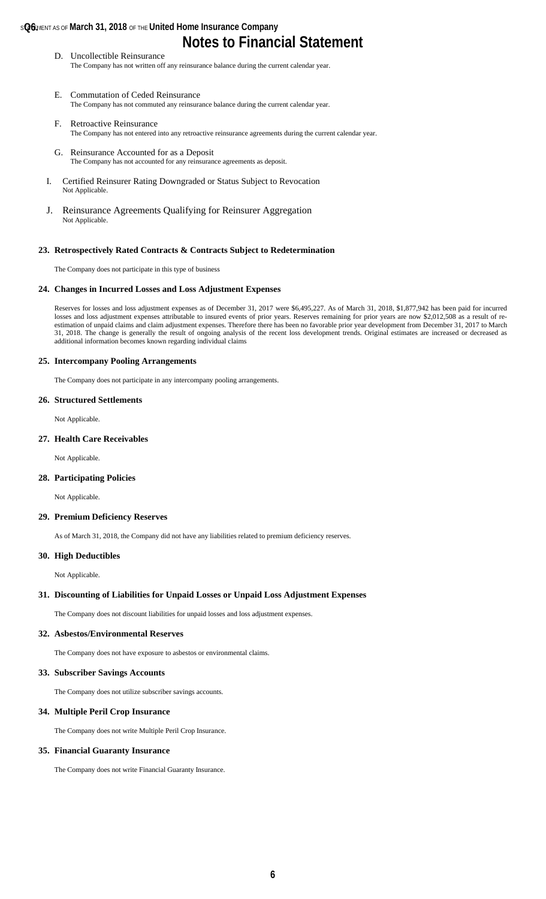# Notes to Financial Statement

D. Uncollectible Reinsurance
The Company has not written off any reinsurance balance during the current calendar year.

E. Commutation of Ceded Reinsurance
The Company has not commuted any reinsurance balance during the current calendar year.

F. Retroactive Reinsurance
The Company has not entered into any retroactive reinsurance agreements during the current calendar year.

G. Reinsurance Accounted for as a Deposit
The Company has not accounted for any reinsurance agreements as deposit.

I. Certified Reinsurer Rating Downgraded or Status Subject to Revocation
Not Applicable.

J. Reinsurance Agreements Qualifying for Reinsurer Aggregation
Not Applicable.

### 23. Retrospectively Rated Contracts & Contracts Subject to Redetermination

The Company does not participate in this type of business

### 24. Changes in Incurred Losses and Loss Adjustment Expenses

Reserves for losses and loss adjustment expenses as of December 31, 2017 were $6,495,227. As of March 31, 2018, $1,877,942 has been paid for incurred losses and loss adjustment expenses attributable to insured events of prior years. Reserves remaining for prior years are now $2,012,508 as a result of re-estimation of unpaid claims and claim adjustment expenses. Therefore there has been no favorable prior year development from December 31, 2017 to March 31, 2018. The change is generally the result of ongoing analysis of the recent loss development trends. Original estimates are increased or decreased as additional information becomes known regarding individual claims

### 25. Intercompany Pooling Arrangements

The Company does not participate in any intercompany pooling arrangements.

### 26. Structured Settlements

Not Applicable.

### 27. Health Care Receivables

Not Applicable.

### 28. Participating Policies

Not Applicable.

### 29. Premium Deficiency Reserves

As of March 31, 2018, the Company did not have any liabilities related to premium deficiency reserves.

### 30. High Deductibles

Not Applicable.

### 31. Discounting of Liabilities for Unpaid Losses or Unpaid Loss Adjustment Expenses

The Company does not discount liabilities for unpaid losses and loss adjustment expenses.

### 32. Asbestos/Environmental Reserves

The Company does not have exposure to asbestos or environmental claims.

### 33. Subscriber Savings Accounts

The Company does not utilize subscriber savings accounts.

### 34. Multiple Peril Crop Insurance

The Company does not write Multiple Peril Crop Insurance.

### 35. Financial Guaranty Insurance

The Company does not write Financial Guaranty Insurance.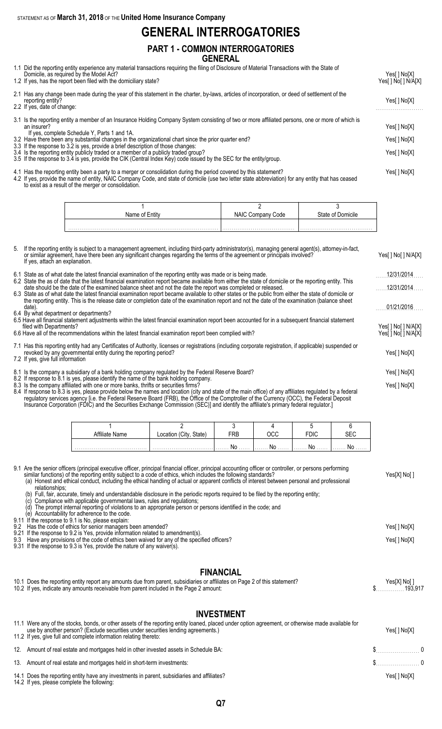STATEMENT AS OF **March 31, 2018** OF THE **United Home Insurance Company**

# GENERAL INTERROGATORIES

## PART 1 - COMMON INTERROGATORIES

### GENERAL

1.1 Did the reporting entity experience any material transactions requiring the filing of Disclosure of Material Transactions with the State of Domicile, as required by the Model Act? Yes[ ] No[X]

1.2 If yes, has the report been filed with the domiciliary state? Yes[ ] No[ ] N/A[X]

2.1 Has any change been made during the year of this statement in the charter, by-laws, articles of incorporation, or deed of settlement of the reporting entity? Yes[ ] No[X]

2.2 If yes, date of change:

3.1 Is the reporting entity a member of an Insurance Holding Company System consisting of two or more affiliated persons, one or more of which is an insurer? Yes[ ] No[X]

If yes, complete Schedule Y, Parts 1 and 1A.

3.2 Have there been any substantial changes in the organizational chart since the prior quarter end? Yes[ ] No[X]

3.3 If the response to 3.2 is yes, provide a brief description of those changes:

3.4 Is the reporting entity publicly traded or a member of a publicly traded group? Yes[ ] No[X]

3.5 If the response to 3.4 is yes, provide the CIK (Central Index Key) code issued by the SEC for the entity/group.

4.1 Has the reporting entity been a party to a merger or consolidation during the period covered by this statement? Yes[ ] No[X]

4.2 If yes, provide the name of entity, NAIC Company Code, and state of domicile (use two letter state abbreviation) for any entity that has ceased to exist as a result of the merger or consolidation.

| 1<br>Name of Entity | 2<br>NAIC Company Code | 3<br>State of Domicile |
|---|---|---|
| | | |

5. If the reporting entity is subject to a management agreement, including third-party administrator(s), managing general agent(s), attorney-in-fact, or similar agreement, have there been any significant changes regarding the terms of the agreement or principals involved? Yes[ ] No[ ] N/A[X]

If yes, attach an explanation.

6.1 State as of what date the latest financial examination of the reporting entity was made or is being made. 12/31/2014

6.2 State the as of date that the latest financial examination report became available from either the state of domicile or the reporting entity. This date should be the date of the examined balance sheet and not the date the report was completed or released. 12/31/2014

6.3 State as of what date the latest financial examination report became available to other states or the public from either the state of domicile or the reporting entity. This is the release date or completion date of the examination report and not the date of the examination (balance sheet date). 01/21/2016

6.4 By what department or departments?

6.5 Have all financial statement adjustments within the latest financial examination report been accounted for in a subsequent financial statement filed with Departments? Yes[ ] No[ ] N/A[X]

6.6 Have all of the recommendations within the latest financial examination report been complied with? Yes[ ] No[ ] N/A[X]

7.1 Has this reporting entity had any Certificates of Authority, licenses or registrations (including corporate registration, if applicable) suspended or revoked by any governmental entity during the reporting period? Yes[ ] No[X]

7.2 If yes, give full information

8.1 Is the company a subsidiary of a bank holding company regulated by the Federal Reserve Board? Yes[ ] No[X]

8.2 If response to 8.1 is yes, please identify the name of the bank holding company.

8.3 Is the company affiliated with one or more banks, thrifts or securities firms? Yes[ ] No[X]

8.4 If response to 8.3 is yes, please provide below the names and location (city and state of the main office) of any affiliates regulated by a federal regulatory services agency [i.e. the Federal Reserve Board (FRB), the Office of the Comptroller of the Currency (OCC), the Federal Deposit Insurance Corporation (FDIC) and the Securities Exchange Commission (SEC)] and identify the affiliate's primary federal regulator.]

| 1<br>Affiliate Name | 2<br>Location (City, State) | 3<br>FRB | 4<br>OCC | 5<br>FDIC | 6<br>SEC |
|---|---|---|---|---|---|
| | | No | No | No | No |

9.1 Are the senior officers (principal executive officer, principal financial officer, principal accounting officer or controller, or persons performing similar functions) of the reporting entity subject to a code of ethics, which includes the following standards? Yes[X] No[ ]

(a) Honest and ethical conduct, including the ethical handling of actual or apparent conflicts of interest between personal and professional relationships;
(b) Full, fair, accurate, timely and understandable disclosure in the periodic reports required to be filed by the reporting entity;
(c) Compliance with applicable governmental laws, rules and regulations;
(d) The prompt internal reporting of violations to an appropriate person or persons identified in the code; and
(e) Accountability for adherence to the code.

9.11 If the response to 9.1 is No, please explain:

9.2 Has the code of ethics for senior managers been amended? Yes[ ] No[X]

9.21 If the response to 9.2 is Yes, provide information related to amendment(s).

9.3 Have any provisions of the code of ethics been waived for any of the specified officers? Yes[ ] No[X]

9.31 If the response to 9.3 is Yes, provide the nature of any waiver(s).

### FINANCIAL

10.1 Does the reporting entity report any amounts due from parent, subsidiaries or affiliates on Page 2 of this statement? Yes[X] No[ ]

10.2 If yes, indicate any amounts receivable from parent included in the Page 2 amount: $ 193,917

### INVESTMENT

11.1 Were any of the stocks, bonds, or other assets of the reporting entity loaned, placed under option agreement, or otherwise made available for use by another person? (Exclude securities under securities lending agreements.) Yes[ ] No[X]

11.2 If yes, give full and complete information relating thereto:

12. Amount of real estate and mortgages held in other invested assets in Schedule BA: $ 0

13. Amount of real estate and mortgages held in short-term investments: $ 0

14.1 Does the reporting entity have any investments in parent, subsidiaries and affiliates? Yes[ ] No[X]

14.2 If yes, please complete the following: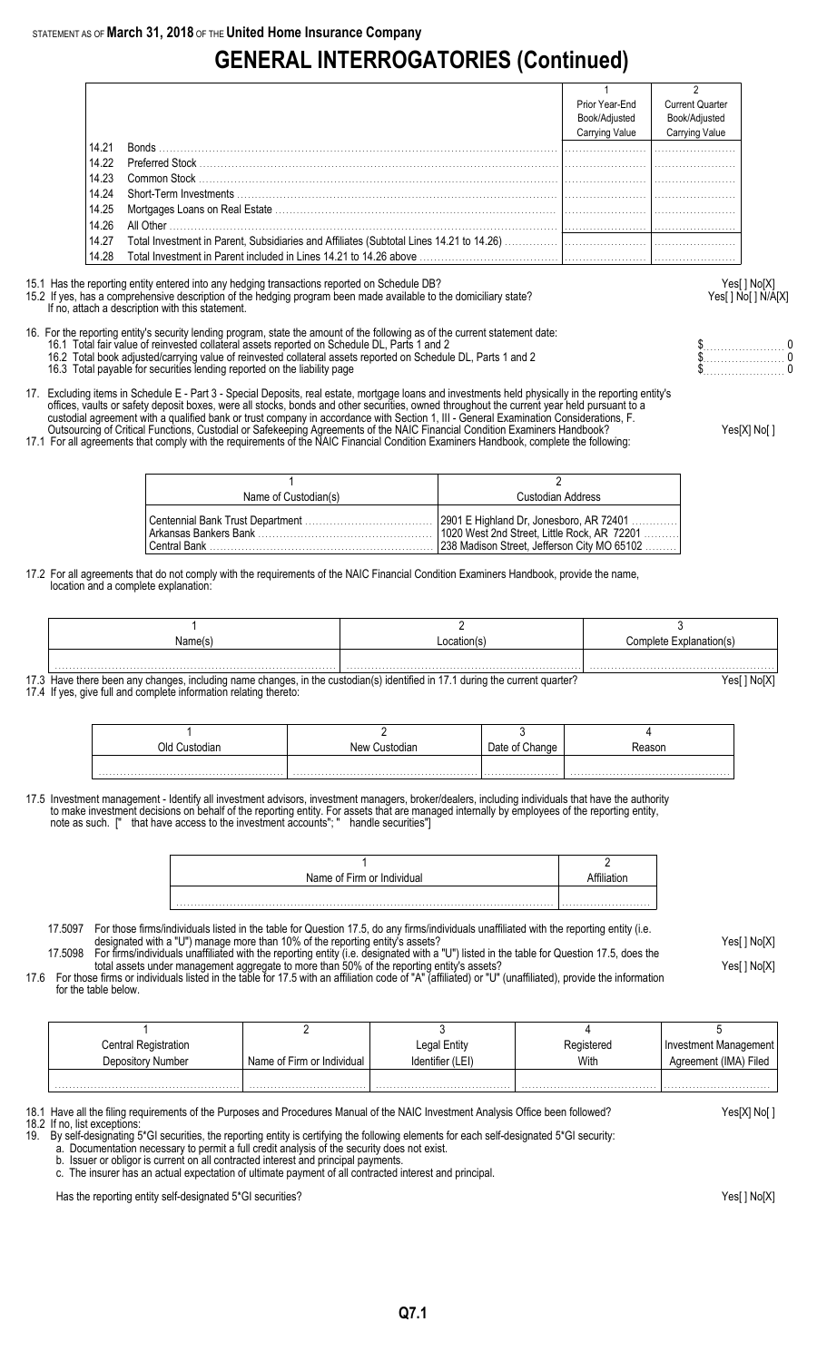# GENERAL INTERROGATORIES (Continued)

| | | 1<br>Prior Year-End<br>Book/Adjusted<br>Carrying Value | 2<br>Current Quarter<br>Book/Adjusted<br>Carrying Value |
|---|---|---|---|
| 14.21 | Bonds | | |
| 14.22 | Preferred Stock | | |
| 14.23 | Common Stock | | |
| 14.24 | Short-Term Investments | | |
| 14.25 | Mortgages Loans on Real Estate | | |
| 14.26 | All Other | | |
| 14.27 | Total Investment in Parent, Subsidiaries and Affiliates (Subtotal Lines 14.21 to 14.26) | | |
| 14.28 | Total Investment in Parent included in Lines 14.21 to 14.26 above | | |

15.1 Has the reporting entity entered into any hedging transactions reported on Schedule DB? Yes[ ] No[X]

15.2 If yes, has a comprehensive description of the hedging program been made available to the domiciliary state? Yes[ ] No[ ] N/A[X]
If no, attach a description with this statement.

16. For the reporting entity's security lending program, state the amount of the following as of the current statement date:

16.1 Total fair value of reinvested collateral assets reported on Schedule DL, Parts 1 and 2 $ 0

16.2 Total book adjusted/carrying value of reinvested collateral assets reported on Schedule DL, Parts 1 and 2 $ 0

16.3 Total payable for securities lending reported on the liability page $ 0

17. Excluding items in Schedule E - Part 3 - Special Deposits, real estate, mortgage loans and investments held physically in the reporting entity's offices, vaults or safety deposit boxes, were all stocks, bonds and other securities, owned throughout the current year held pursuant to a custodial agreement with a qualified bank or trust company in accordance with Section 1, III - General Examination Considerations, F. Outsourcing of Critical Functions, Custodial or Safekeeping Agreements of the NAIC Financial Condition Examiners Handbook? Yes[X] No[ ]

17.1 For all agreements that comply with the requirements of the NAIC Financial Condition Examiners Handbook, complete the following:

| 1<br>Name of Custodian(s) | 2<br>Custodian Address |
|---|---|
| Centennial Bank Trust Department | 2901 E Highland Dr, Jonesboro, AR 72401 |
| Arkansas Bankers Bank | 1020 West 2nd Street, Little Rock, AR 72201 |
| Central Bank | 238 Madison Street, Jefferson City MO 65102 |

17.2 For all agreements that do not comply with the requirements of the NAIC Financial Condition Examiners Handbook, provide the name, location and a complete explanation:

| 1<br>Name(s) | 2<br>Location(s) | 3<br>Complete Explanation(s) |
|---|---|---|
| | | |

17.3 Have there been any changes, including name changes, in the custodian(s) identified in 17.1 during the current quarter? Yes[ ] No[X]

17.4 If yes, give full and complete information relating thereto:

| 1<br>Old Custodian | 2<br>New Custodian | 3<br>Date of Change | 4<br>Reason |
|---|---|---|---|
| | | | |

17.5 Investment management - Identify all investment advisors, investment managers, broker/dealers, including individuals that have the authority to make investment decisions on behalf of the reporting entity. For assets that are managed internally by employees of the reporting entity, note as such. [" that have access to the investment accounts"; " handle securities"]

| 1<br>Name of Firm or Individual | 2<br>Affiliation |
|---|---|
| | |

17.5097 For those firms/individuals listed in the table for Question 17.5, do any firms/individuals unaffiliated with the reporting entity (i.e. designated with a "U") manage more than 10% of the reporting entity's assets? Yes[ ] No[X]

17.5098 For firms/individuals unaffiliated with the reporting entity (i.e. designated with a "U") listed in the table for Question 17.5, does the total assets under management aggregate to more than 50% of the reporting entity's assets? Yes[ ] No[X]

17.6 For those firms or individuals listed in the table for 17.5 with an affiliation code of "A" (affiliated) or "U" (unaffiliated), provide the information for the table below.

| 1<br>Central Registration Depository Number | 2<br>Name of Firm or Individual | 3<br>Legal Entity Identifier (LEI) | 4<br>Registered With | 5<br>Investment Management Agreement (IMA) Filed |
|---|---|---|---|---|
| | | | | |

18.1 Have all the filing requirements of the Purposes and Procedures Manual of the NAIC Investment Analysis Office been followed? Yes[X] No[ ]

18.2 If no, list exceptions:

19. By self-designating 5*GI securities, the reporting entity is certifying the following elements for each self-designated 5*GI security:

a. Documentation necessary to permit a full credit analysis of the security does not exist.

b. Issuer or obligor is current on all contracted interest and principal payments.

c. The insurer has an actual expectation of ultimate payment of all contracted interest and principal.

Has the reporting entity self-designated 5*GI securities? Yes[ ] No[X]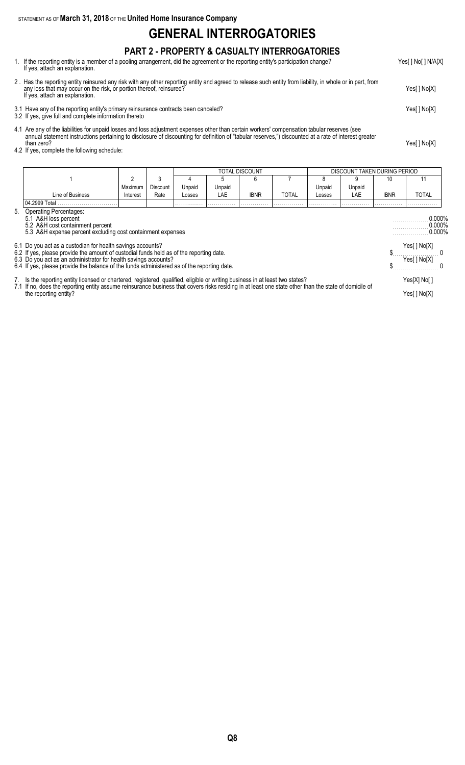STATEMENT AS OF **March 31, 2018** OF THE **United Home Insurance Company**

# GENERAL INTERROGATORIES

## PART 2 - PROPERTY & CASUALTY INTERROGATORIES

1. If the reporting entity is a member of a pooling arrangement, did the agreement or the reporting entity's participation change? If yes, attach an explanation. Yes[ ] No[ ] N/A[X]

2 . Has the reporting entity reinsured any risk with any other reporting entity and agreed to release such entity from liability, in whole or in part, from any loss that may occur on the risk, or portion thereof, reinsured? If yes, attach an explanation. Yes[ ] No[X]

3.1 Have any of the reporting entity's primary reinsurance contracts been canceled? Yes[ ] No[X]

3.2 If yes, give full and complete information thereto

4.1 Are any of the liabilities for unpaid losses and loss adjustment expenses other than certain workers' compensation tabular reserves (see annual statement instructions pertaining to disclosure of discounting for definition of "tabular reserves,") discounted at a rate of interest greater than zero? Yes[ ] No[X]

4.2 If yes, complete the following schedule:

| | | | TOTAL DISCOUNT | | | | DISCOUNT TAKEN DURING PERIOD | | | |
|---|---|---|---|---|---|---|---|---|---|---|
| 1 | 2 | 3 | 4 | 5 | 6 | 7 | 8 | 9 | 10 | 11 |
| Line of Business | Maximum Interest | Discount Rate | Unpaid Losses | Unpaid LAE | IBNR | TOTAL | Unpaid Losses | Unpaid LAE | IBNR | TOTAL |
| 04.2999 Total | | | | | | | | | | |

5. Operating Percentages:
   5.1 A&H loss percent 0.000%
   5.2 A&H cost containment percent 0.000%
   5.3 A&H expense percent excluding cost containment expenses 0.000%

6.1 Do you act as a custodian for health savings accounts? Yes[ ] No[X]

6.2 If yes, please provide the amount of custodial funds held as of the reporting date. $ 0

6.3 Do you act as an administrator for health savings accounts? Yes[ ] No[X]

6.4 If yes, please provide the balance of the funds administered as of the reporting date. $ 0

7. Is the reporting entity licensed or chartered, registered, qualified, eligible or writing business in at least two states? Yes[X] No[ ]

7.1 If no, does the reporting entity assume reinsurance business that covers risks residing in at least one state other than the state of domicile of the reporting entity? Yes[ ] No[X]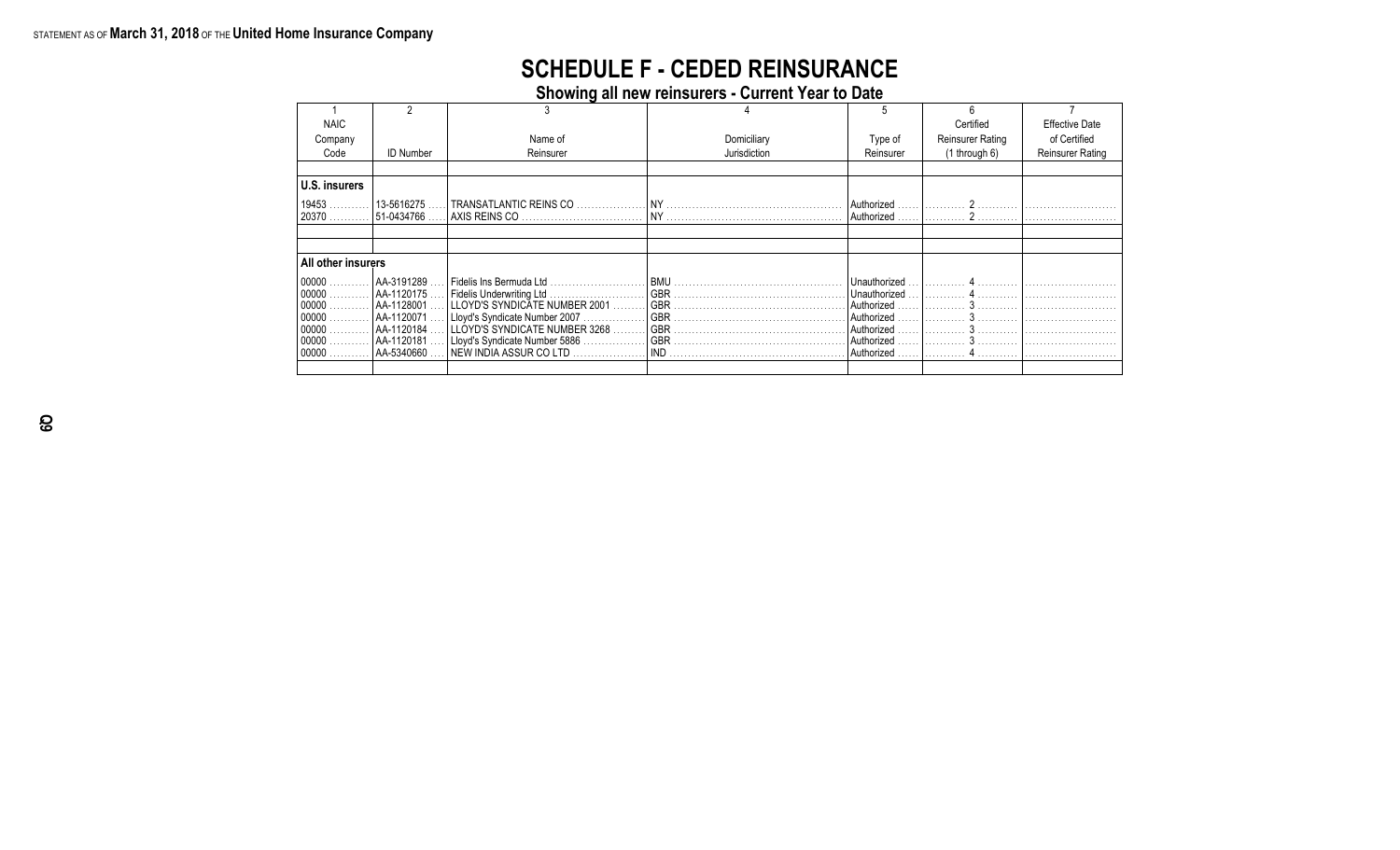STATEMENT AS OF **March 31, 2018** OF THE **United Home Insurance Company**

# SCHEDULE F - CEDED REINSURANCE

## Showing all new reinsurers - Current Year to Date

| 1<br>NAIC<br>Company<br>Code | 2<br>ID Number | 3<br>Name of<br>Reinsurer | 4<br>Domiciliary<br>Jurisdiction | 5<br>Type of<br>Reinsurer | 6<br>Certified<br>Reinsurer Rating<br>(1 through 6) | 7<br>Effective Date<br>of Certified<br>Reinsurer Rating |
|---|---|---|---|---|---|---|
| **U.S. insurers** | | | | | | |
| 19453 | 13-5616275 | TRANSATLANTIC REINS CO | NY | Authorized | 2 | |
| 20370 | 51-0434766 | AXIS REINS CO | NY | Authorized | 2 | |
| **All other insurers** | | | | | | |
| 00000 | AA-3191289 | Fidelis Ins Bermuda Ltd | BMU | Unauthorized | 4 | |
| 00000 | AA-1120175 | Fidelis Underwriting Ltd | GBR | Unauthorized | 4 | |
| 00000 | AA-1128001 | LLOYD'S SYNDICATE NUMBER 2001 | GBR | Authorized | 3 | |
| 00000 | AA-1120071 | Lloyd's Syndicate Number 2007 | GBR | Authorized | 3 | |
| 00000 | AA-1120184 | LLOYD'S SYNDICATE NUMBER 3268 | GBR | Authorized | 3 | |
| 00000 | AA-1120181 | Lloyd's Syndicate Number 5886 | GBR | Authorized | 3 | |
| 00000 | AA-5340660 | NEW INDIA ASSUR CO LTD | IND | Authorized | 4 | |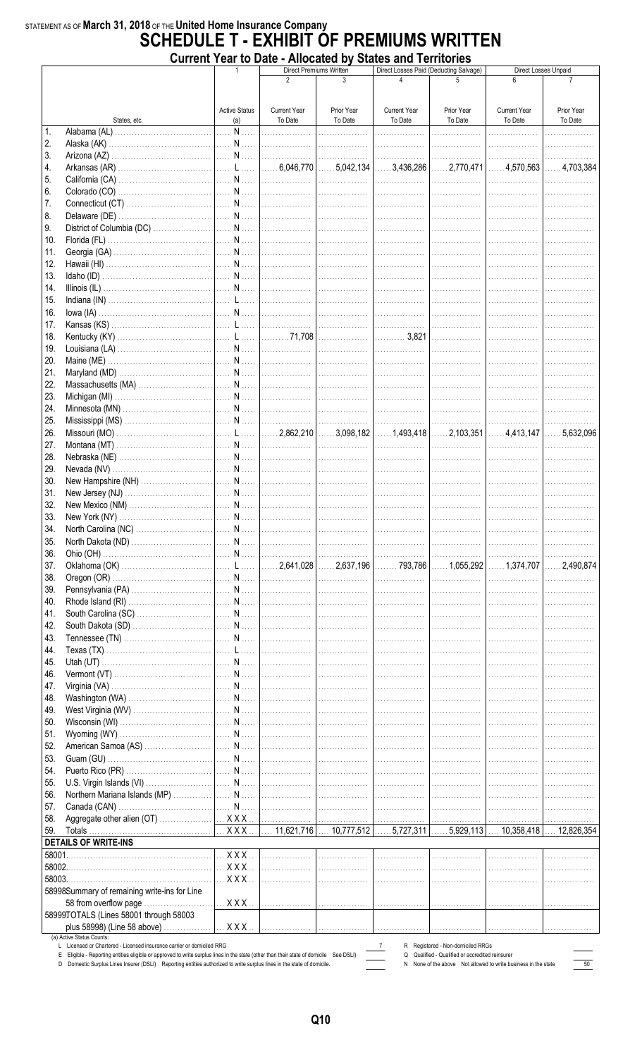STATEMENT AS OF **March 31, 2018** OF THE **United Home Insurance Company**

# SCHEDULE T - EXHIBIT OF PREMIUMS WRITTEN

## Current Year to Date - Allocated by States and Territories

| | States, etc. | 1<br>Active Status (a) | Direct Premiums Written<br>2<br>Current Year To Date | 3<br>Prior Year To Date | Direct Losses Paid (Deducting Salvage)<br>4<br>Current Year To Date | 5<br>Prior Year To Date | Direct Losses Unpaid<br>6<br>Current Year To Date | 7<br>Prior Year To Date |
|---|---|---|---|---|---|---|---|---|
| 1. | Alabama (AL) | N | | | | | | |
| 2. | Alaska (AK) | N | | | | | | |
| 3. | Arizona (AZ) | N | | | | | | |
| 4. | Arkansas (AR) | L | 6,046,770 | 5,042,134 | 3,436,286 | 2,770,471 | 4,570,563 | 4,703,384 |
| 5. | California (CA) | N | | | | | | |
| 6. | Colorado (CO) | N | | | | | | |
| 7. | Connecticut (CT) | N | | | | | | |
| 8. | Delaware (DE) | N | | | | | | |
| 9. | District of Columbia (DC) | N | | | | | | |
| 10. | Florida (FL) | N | | | | | | |
| 11. | Georgia (GA) | N | | | | | | |
| 12. | Hawaii (HI) | N | | | | | | |
| 13. | Idaho (ID) | N | | | | | | |
| 14. | Illinois (IL) | N | | | | | | |
| 15. | Indiana (IN) | L | | | | | | |
| 16. | Iowa (IA) | N | | | | | | |
| 17. | Kansas (KS) | L | | | | | | |
| 18. | Kentucky (KY) | L | 71,708 | | 3,821 | | | |
| 19. | Louisiana (LA) | N | | | | | | |
| 20. | Maine (ME) | N | | | | | | |
| 21. | Maryland (MD) | N | | | | | | |
| 22. | Massachusetts (MA) | N | | | | | | |
| 23. | Michigan (MI) | N | | | | | | |
| 24. | Minnesota (MN) | N | | | | | | |
| 25. | Mississippi (MS) | N | | | | | | |
| 26. | Missouri (MO) | L | 2,862,210 | 3,098,182 | 1,493,418 | 2,103,351 | 4,413,147 | 5,632,096 |
| 27. | Montana (MT) | N | | | | | | |
| 28. | Nebraska (NE) | N | | | | | | |
| 29. | Nevada (NV) | N | | | | | | |
| 30. | New Hampshire (NH) | N | | | | | | |
| 31. | New Jersey (NJ) | N | | | | | | |
| 32. | New Mexico (NM) | N | | | | | | |
| 33. | New York (NY) | N | | | | | | |
| 34. | North Carolina (NC) | N | | | | | | |
| 35. | North Dakota (ND) | N | | | | | | |
| 36. | Ohio (OH) | N | | | | | | |
| 37. | Oklahoma (OK) | L | 2,641,028 | 2,637,196 | 793,786 | 1,055,292 | 1,374,707 | 2,490,874 |
| 38. | Oregon (OR) | N | | | | | | |
| 39. | Pennsylvania (PA) | N | | | | | | |
| 40. | Rhode Island (RI) | N | | | | | | |
| 41. | South Carolina (SC) | N | | | | | | |
| 42. | South Dakota (SD) | N | | | | | | |
| 43. | Tennessee (TN) | N | | | | | | |
| 44. | Texas (TX) | L | | | | | | |
| 45. | Utah (UT) | N | | | | | | |
| 46. | Vermont (VT) | N | | | | | | |
| 47. | Virginia (VA) | N | | | | | | |
| 48. | Washington (WA) | N | | | | | | |
| 49. | West Virginia (WV) | N | | | | | | |
| 50. | Wisconsin (WI) | N | | | | | | |
| 51. | Wyoming (WY) | N | | | | | | |
| 52. | American Samoa (AS) | N | | | | | | |
| 53. | Guam (GU) | N | | | | | | |
| 54. | Puerto Rico (PR) | N | | | | | | |
| 55. | U.S. Virgin Islands (VI) | N | | | | | | |
| 56. | Northern Mariana Islands (MP) | N | | | | | | |
| 57. | Canada (CAN) | N | | | | | | |
| 58. | Aggregate other alien (OT) | XXX | | | | | | |
| 59. | Totals | XXX | 11,621,716 | 10,777,512 | 5,727,311 | 5,929,113 | 10,358,418 | 12,826,354 |
| | **DETAILS OF WRITE-INS** | | | | | | | |
| 58001. | | XXX | | | | | | |
| 58002. | | XXX | | | | | | |
| 58003. | | XXX | | | | | | |
| 58998. | Summary of remaining write-ins for Line 58 from overflow page | XXX | | | | | | |
| 58999. | TOTALS (Lines 58001 through 58003 plus 58998) (Line 58 above) | XXX | | | | | | |

(a) Active Status Counts:

| | | | | |
|---|---|---|---|---|
| L Licensed or Chartered - Licensed insurance carrier or domiciled RRG | 7 | | R Registered - Non-domiciled RRGs | |
| E Eligible - Reporting entities eligible or approved to write surplus lines in the state (other than their state of domicile See DSLI) | | | Q Qualified - Qualified or accredited reinsurer | |
| D Domestic Surplus Lines Insurer (DSLI) Reporting entities authorized to write surplus lines in the state of domicile. | | | N None of the above Not allowed to write business in the state | 50 |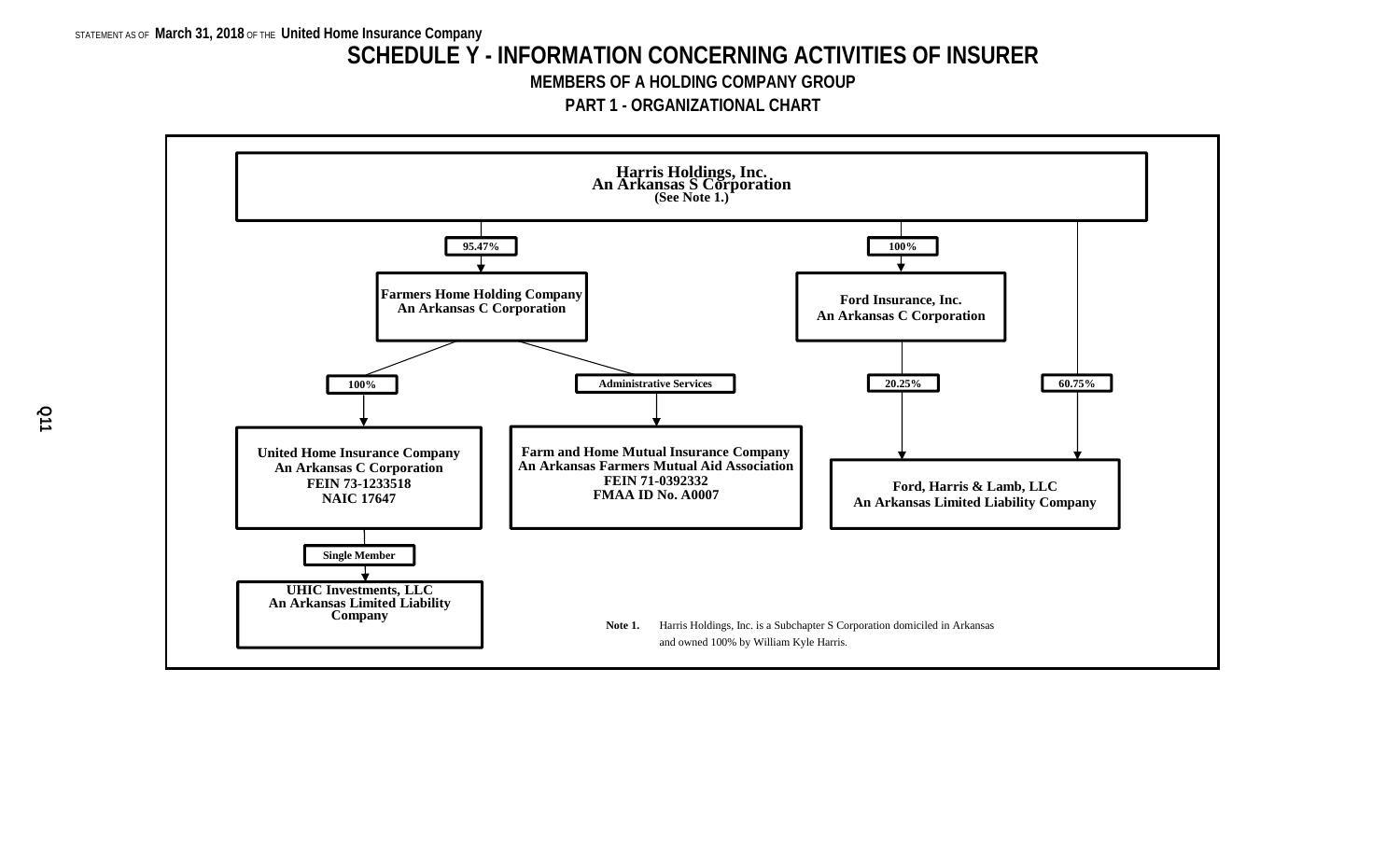# SCHEDULE Y - INFORMATION CONCERNING ACTIVITIES OF INSURER

## MEMBERS OF A HOLDING COMPANY GROUP

### PART 1 - ORGANIZATIONAL CHART

**Harris Holdings, Inc.**
**An Arkansas S Corporation**
**(See Note 1.)**

- **95.47%** → **Farmers Home Holding Company**, An Arkansas C Corporation
  - **100%** → **United Home Insurance Company**, An Arkansas C Corporation, FEIN 73-1233518, NAIC 17647
    - **Single Member** → **UHIC Investments, LLC**, An Arkansas Limited Liability Company
  - **Administrative Services** → **Farm and Home Mutual Insurance Company**, An Arkansas Farmers Mutual Aid Association, FEIN 71-0392332, FMAA ID No. A0007
- **100%** → **Ford Insurance, Inc.**, An Arkansas C Corporation
  - **20.25%** → **Ford, Harris & Lamb, LLC**, An Arkansas Limited Liability Company
- **60.75%** → **Ford, Harris & Lamb, LLC**, An Arkansas Limited Liability Company

**Note 1.** Harris Holdings, Inc. is a Subchapter S Corporation domiciled in Arkansas and owned 100% by William Kyle Harris.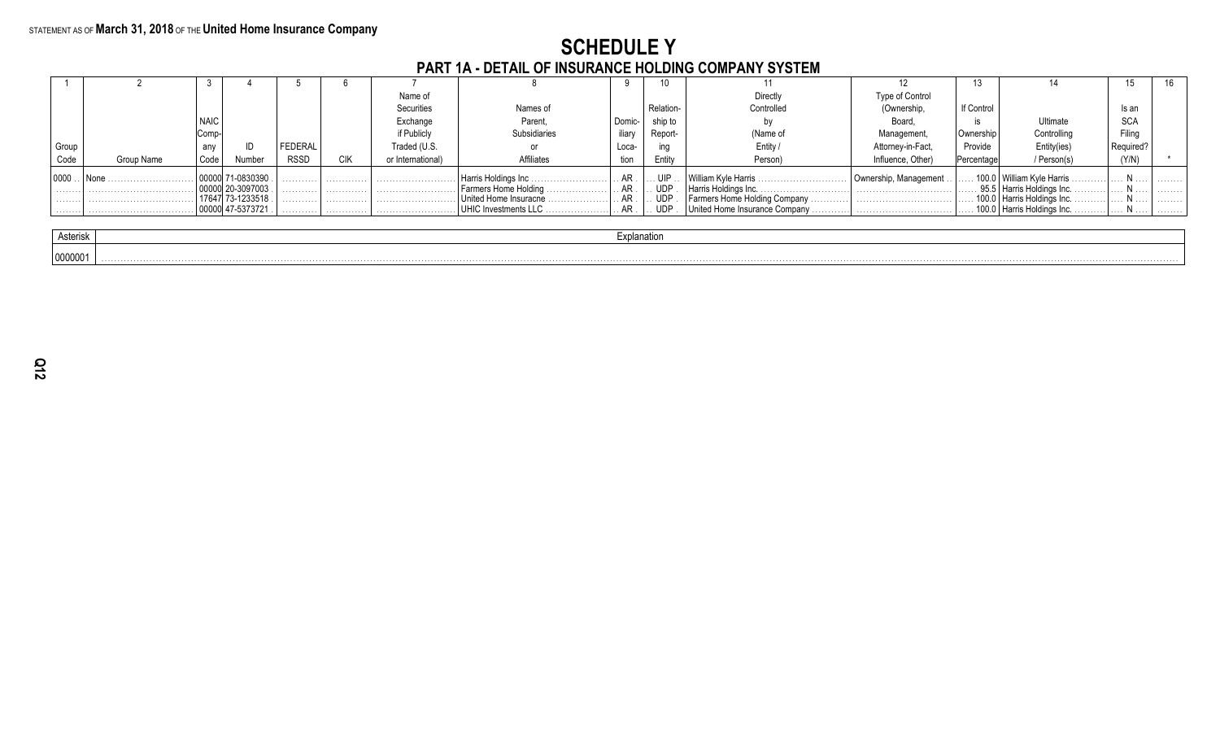STATEMENT AS OF **March 31, 2018** OF THE **United Home Insurance Company**

# SCHEDULE Y

## PART 1A - DETAIL OF INSURANCE HOLDING COMPANY SYSTEM

| 1 | 2 | 3 | 4 | 5 | 6 | 7 | 8 | 9 | 10 | 11 | 12 | 13 | 14 | 15 | 16 |
|---|---|---|---|---|---|---|---|---|---|---|---|---|---|---|---|
| Group Code | Group Name | NAIC Company Code | ID Number | FEDERAL RSSD | CIK | Name of Securities Exchange if Publicly Traded (U.S. or International) | Names of Parent, Subsidiaries or Affiliates | Domiciliary Location | Relationship to Reporting Entity | Directly Controlled by (Name of Entity / Person) | Type of Control (Ownership, Board, Management, Attorney-in-Fact, Influence, Other) | If Control is Ownership Provide Percentage | Ultimate Controlling Entity(ies) / Person(s) | Is an SCA Filing Required? (Y/N) | * |
| 0000 | None | 00000 | 71-0830390 | | | | Harris Holdings Inc | AR | UIP | William Kyle Harris | Ownership, Management | 100.0 | William Kyle Harris | N | |
| | | 00000 | 20-3097003 | | | | Farmers Home Holding | AR | UDP | Harris Holdings Inc. | | 95.5 | Harris Holdings Inc. | N | |
| | | 17647 | 73-1233518 | | | | United Home Insuracne | AR | UDP | Farmers Home Holding Company | | 100.0 | Harris Holdings Inc. | N | |
| | | 00000 | 47-5373721 | | | | UHIC Investments LLC | AR | UDP | United Home Insurance Company | | 100.0 | Harris Holdings Inc. | N | |

| Asterisk | Explanation |
|---|---|
| 0000001 | |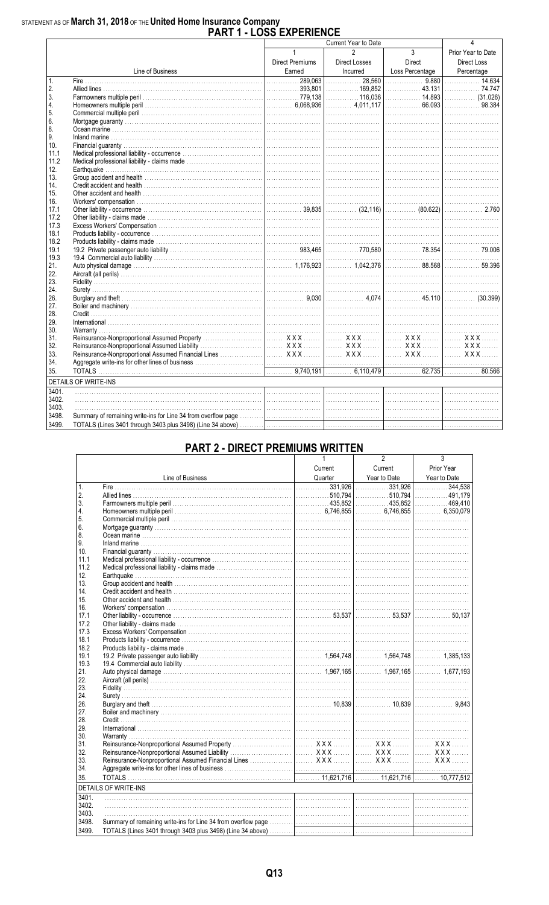STATEMENT AS OF **March 31, 2018** OF THE **United Home Insurance Company**

# PART 1 - LOSS EXPERIENCE

| | Line of Business | Current Year to Date 1 Direct Premiums Earned | 2 Direct Losses Incurred | 3 Direct Loss Percentage | 4 Prior Year to Date Direct Loss Percentage |
|---|---|---|---|---|---|
| 1. | Fire | 289,063 | 28,560 | 9.880 | 14.634 |
| 2. | Allied lines | 393,801 | 169,852 | 43.131 | 74.747 |
| 3. | Farmowners multiple peril | 779,138 | 116,036 | 14.893 | (31.026) |
| 4. | Homeowners multiple peril | 6,068,936 | 4,011,117 | 66.093 | 98.384 |
| 5. | Commercial multiple peril | | | | |
| 6. | Mortgage guaranty | | | | |
| 8. | Ocean marine | | | | |
| 9. | Inland marine | | | | |
| 10. | Financial guaranty | | | | |
| 11.1 | Medical professional liability - occurrence | | | | |
| 11.2 | Medical professional liability - claims made | | | | |
| 12. | Earthquake | | | | |
| 13. | Group accident and health | | | | |
| 14. | Credit accident and health | | | | |
| 15. | Other accident and health | | | | |
| 16. | Workers' compensation | | | | |
| 17.1 | Other liability - occurrence | 39,835 | (32,116) | (80.622) | 2.760 |
| 17.2 | Other liability - claims made | | | | |
| 17.3 | Excess Workers' Compensation | | | | |
| 18.1 | Products liability - occurrence | | | | |
| 18.2 | Products liability - claims made | | | | |
| 19.1 | 19.2 Private passenger auto liability | 983,465 | 770,580 | 78.354 | 79.006 |
| 19.3 | 19.4 Commercial auto liability | | | | |
| 21. | Auto physical damage | 1,176,923 | 1,042,376 | 88.568 | 59.396 |
| 22. | Aircraft (all perils) | | | | |
| 23. | Fidelity | | | | |
| 24. | Surety | | | | |
| 26. | Burglary and theft | 9,030 | 4,074 | 45.110 | (30.399) |
| 27. | Boiler and machinery | | | | |
| 28. | Credit | | | | |
| 29. | International | | | | |
| 30. | Warranty | | | | |
| 31. | Reinsurance-Nonproportional Assumed Property | XXX | XXX | XXX | XXX |
| 32. | Reinsurance-Nonproportional Assumed Liability | XXX | XXX | XXX | XXX |
| 33. | Reinsurance-Nonproportional Assumed Financial Lines | XXX | XXX | XXX | XXX |
| 34. | Aggregate write-ins for other lines of business | | | | |
| 35. | TOTALS | 9,740,191 | 6,110,479 | 62.735 | 80.566 |
| | DETAILS OF WRITE-INS | | | | |
| 3401. | | | | | |
| 3402. | | | | | |
| 3403. | | | | | |
| 3498. | Summary of remaining write-ins for Line 34 from overflow page | | | | |
| 3499. | TOTALS (Lines 3401 through 3403 plus 3498) (Line 34 above) | | | | |

# PART 2 - DIRECT PREMIUMS WRITTEN

| | Line of Business | 1 Current Quarter | 2 Current Year to Date | 3 Prior Year Year to Date |
|---|---|---|---|---|
| 1. | Fire | 331,926 | 331,926 | 344,538 |
| 2. | Allied lines | 510,794 | 510,794 | 491,179 |
| 3. | Farmowners multiple peril | 435,852 | 435,852 | 469,410 |
| 4. | Homeowners multiple peril | 6,746,855 | 6,746,855 | 6,350,079 |
| 5. | Commercial multiple peril | | | |
| 6. | Mortgage guaranty | | | |
| 8. | Ocean marine | | | |
| 9. | Inland marine | | | |
| 10. | Financial guaranty | | | |
| 11.1 | Medical professional liability - occurrence | | | |
| 11.2 | Medical professional liability - claims made | | | |
| 12. | Earthquake | | | |
| 13. | Group accident and health | | | |
| 14. | Credit accident and health | | | |
| 15. | Other accident and health | | | |
| 16. | Workers' compensation | | | |
| 17.1 | Other liability - occurrence | 53,537 | 53,537 | 50,137 |
| 17.2 | Other liability - claims made | | | |
| 17.3 | Excess Workers' Compensation | | | |
| 18.1 | Products liability - occurrence | | | |
| 18.2 | Products liability - claims made | | | |
| 19.1 | 19.2 Private passenger auto liability | 1,564,748 | 1,564,748 | 1,385,133 |
| 19.3 | 19.4 Commercial auto liability | | | |
| 21. | Auto physical damage | 1,967,165 | 1,967,165 | 1,677,193 |
| 22. | Aircraft (all perils) | | | |
| 23. | Fidelity | | | |
| 24. | Surety | | | |
| 26. | Burglary and theft | 10,839 | 10,839 | 9,843 |
| 27. | Boiler and machinery | | | |
| 28. | Credit | | | |
| 29. | International | | | |
| 30. | Warranty | | | |
| 31. | Reinsurance-Nonproportional Assumed Property | XXX | XXX | XXX |
| 32. | Reinsurance-Nonproportional Assumed Liability | XXX | XXX | XXX |
| 33. | Reinsurance-Nonproportional Assumed Financial Lines | XXX | XXX | XXX |
| 34. | Aggregate write-ins for other lines of business | | | |
| 35. | TOTALS | 11,621,716 | 11,621,716 | 10,777,512 |
| | DETAILS OF WRITE-INS | | | |
| 3401. | | | | |
| 3402. | | | | |
| 3403. | | | | |
| 3498. | Summary of remaining write-ins for Line 34 from overflow page | | | |
| 3499. | TOTALS (Lines 3401 through 3403 plus 3498) (Line 34 above) | | | |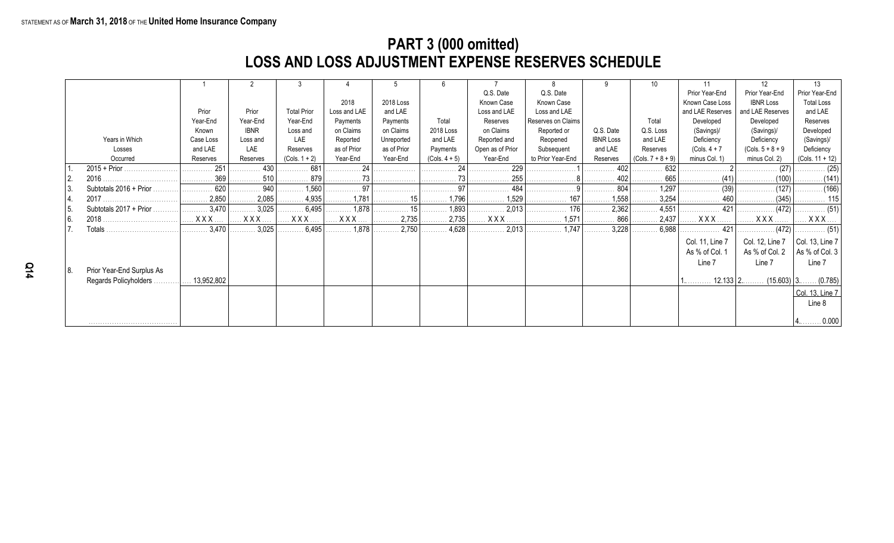STATEMENT AS OF **March 31, 2018** OF THE **United Home Insurance Company**

# PART 3 (000 omitted)
# LOSS AND LOSS ADJUSTMENT EXPENSE RESERVES SCHEDULE

| | Years in Which Losses Occurred | 1 Prior Year-End Known Case Loss and LAE Reserves | 2 Prior Year-End IBNR Loss and LAE Reserves | 3 Total Prior Year-End Loss and LAE Reserves (Cols. 1 + 2) | 4 2018 Loss and LAE Payments on Claims Reported as of Prior Year-End | 5 2018 Loss and LAE Payments on Claims Unreported as of Prior Year-End | 6 Total 2018 Loss and LAE Payments (Cols. 4 + 5) | 7 Q.S. Date Known Case Loss and LAE Reserves on Claims Reported and Open as of Prior Year-End | 8 Q.S. Date Known Case Loss and LAE Reserves on Claims Reopened or Reported Subsequent to Prior Year-End | 9 Q.S. Date IBNR Loss and LAE Reserves | 10 Total Q.S. Loss and LAE Reserves (Cols. 7 + 8 + 9) | 11 Prior Year-End Known Case Loss and LAE Reserves Developed (Savings)/ Deficiency (Cols. 4 + 7 minus Col. 1) | 12 Prior Year-End IBNR Loss and LAE Reserves Developed (Savings)/ Deficiency (Cols. 5 + 8 + 9 minus Col. 2) | 13 Prior Year-End Total Loss and LAE Reserves Developed (Savings)/ Deficiency (Cols. 11 + 12) |
|---|---|---|---|---|---|---|---|---|---|---|---|---|---|---|
| 1. | 2015 + Prior | 251 | 430 | 681 | 24 | | 24 | 229 | 1 | 402 | 632 | 2 | (27) | (25) |
| 2. | 2016 | 369 | 510 | 879 | 73 | | 73 | 255 | 8 | 402 | 665 | (41) | (100) | (141) |
| 3. | Subtotals 2016 + Prior | 620 | 940 | 1,560 | 97 | | 97 | 484 | 9 | 804 | 1,297 | (39) | (127) | (166) |
| 4. | 2017 | 2,850 | 2,085 | 4,935 | 1,781 | 15 | 1,796 | 1,529 | 167 | 1,558 | 3,254 | 460 | (345) | 115 |
| 5. | Subtotals 2017 + Prior | 3,470 | 3,025 | 6,495 | 1,878 | 15 | 1,893 | 2,013 | 176 | 2,362 | 4,551 | 421 | (472) | (51) |
| 6. | 2018 | XXX | XXX | XXX | XXX | 2,735 | 2,735 | XXX | 1,571 | 866 | 2,437 | XXX | XXX | XXX |
| 7. | Totals | 3,470 | 3,025 | 6,495 | 1,878 | 2,750 | 4,628 | 2,013 | 1,747 | 3,228 | 6,988 | 421 | (472) | (51) |
| | | | | | | | | | | | | Col. 11, Line 7 As % of Col. 1 Line 7 | Col. 12, Line 7 As % of Col. 2 Line 7 | Col. 13, Line 7 As % of Col. 3 Line 7 |
| 8. | Prior Year-End Surplus As Regards Policyholders | 13,952,802 | | | | | | | | | | 1. 12.133 | 2. (15.603) | 3. (0.785) |
| | | | | | | | | | | | | | | Col. 13, Line 7 Line 8 |
| | | | | | | | | | | | | | | 4. 0.000 |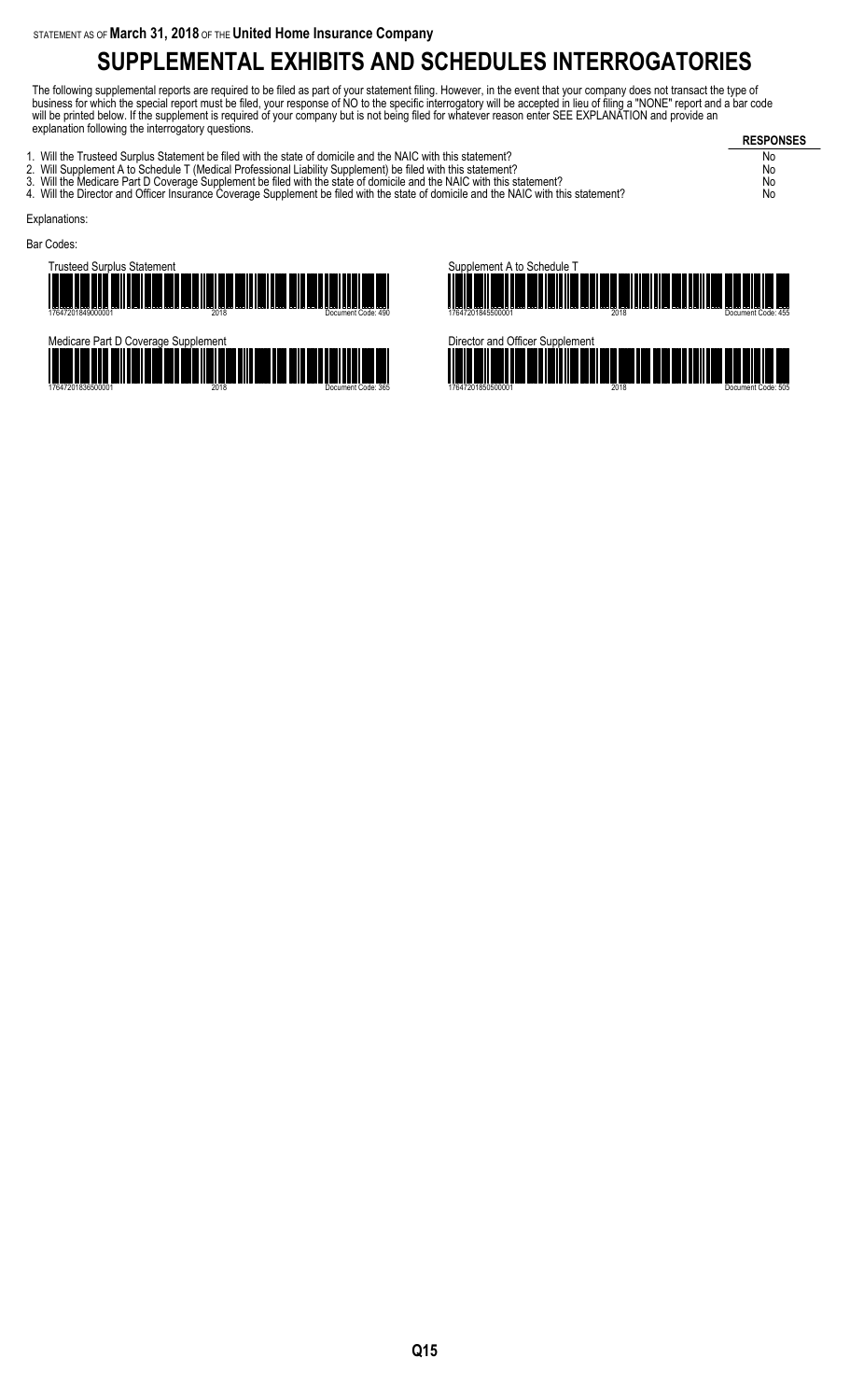STATEMENT AS OF **March 31, 2018** OF THE **United Home Insurance Company**

# SUPPLEMENTAL EXHIBITS AND SCHEDULES INTERROGATORIES

The following supplemental reports are required to be filed as part of your statement filing. However, in the event that your company does not transact the type of business for which the special report must be filed, your response of NO to the specific interrogatory will be accepted in lieu of filing a "NONE" report and a bar code will be printed below. If the supplement is required of your company but is not being filed for whatever reason enter SEE EXPLANATION and provide an explanation following the interrogatory questions.

| | RESPONSES |
|---|---|
| 1. Will the Trusteed Surplus Statement be filed with the state of domicile and the NAIC with this statement? | No |
| 2. Will Supplement A to Schedule T (Medical Professional Liability Supplement) be filed with this statement? | No |
| 3. Will the Medicare Part D Coverage Supplement be filed with the state of domicile and the NAIC with this statement? | No |
| 4. Will the Director and Officer Insurance Coverage Supplement be filed with the state of domicile and the NAIC with this statement? | No |

Explanations:

Bar Codes:

Trusteed Surplus Statement
17647201849000001 2018 Document Code: 490

Supplement A to Schedule T
17647201845500001 2018 Document Code: 455

Medicare Part D Coverage Supplement
17647201836500001 2018 Document Code: 365

Director and Officer Supplement
17647201850500001 2018 Document Code: 505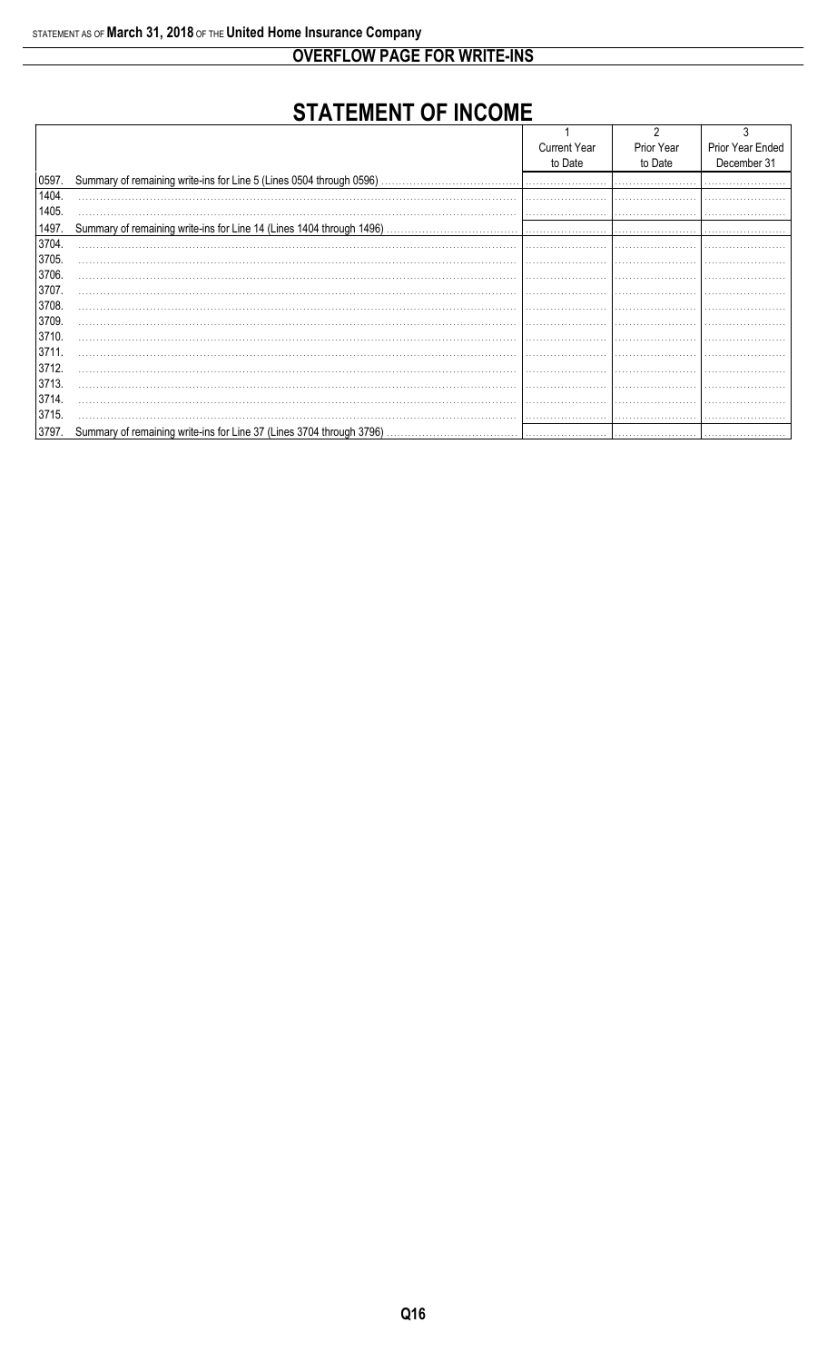# OVERFLOW PAGE FOR WRITE-INS

## STATEMENT OF INCOME

| | | 1<br>Current Year to Date | 2<br>Prior Year to Date | 3<br>Prior Year Ended December 31 |
|---|---|---|---|---|
| 0597. | Summary of remaining write-ins for Line 5 (Lines 0504 through 0596) | | | |
| 1404. | | | | |
| 1405. | | | | |
| 1497. | Summary of remaining write-ins for Line 14 (Lines 1404 through 1496) | | | |
| 3704. | | | | |
| 3705. | | | | |
| 3706. | | | | |
| 3707. | | | | |
| 3708. | | | | |
| 3709. | | | | |
| 3710. | | | | |
| 3711. | | | | |
| 3712. | | | | |
| 3713. | | | | |
| 3714. | | | | |
| 3715. | | | | |
| 3797. | Summary of remaining write-ins for Line 37 (Lines 3704 through 3796) | | | |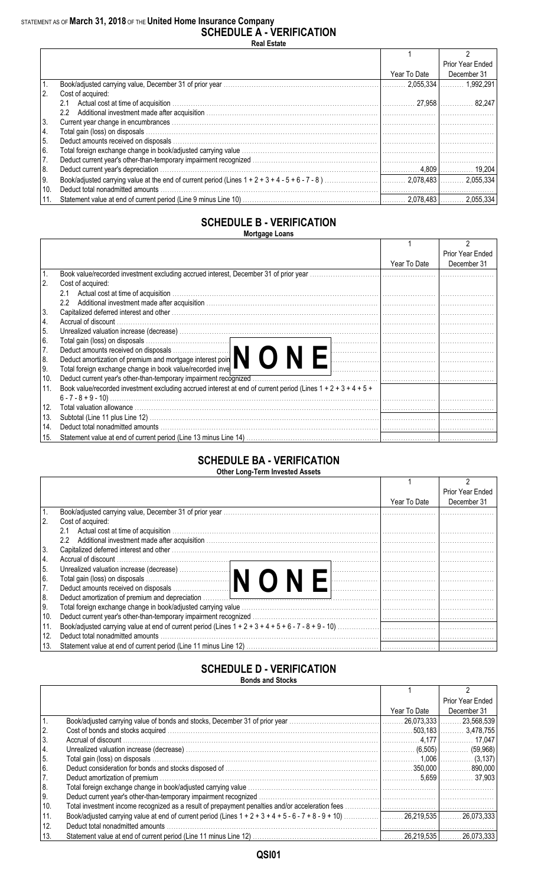STATEMENT AS OF **March 31, 2018** OF THE **United Home Insurance Company**

# SCHEDULE A - VERIFICATION

**Real Estate**

| | | 1<br>Year To Date | 2<br>Prior Year Ended December 31 |
|---|---|---|---|
| 1. | Book/adjusted carrying value, December 31 of prior year | 2,055,334 | 1,992,291 |
| 2. | Cost of acquired: | | |
| | 2.1 Actual cost at time of acquisition | 27,958 | 82,247 |
| | 2.2 Additional investment made after acquisition | | |
| 3. | Current year change in encumbrances | | |
| 4. | Total gain (loss) on disposals | | |
| 5. | Deduct amounts received on disposals | | |
| 6. | Total foreign exchange change in book/adjusted carrying value | | |
| 7. | Deduct current year's other-than-temporary impairment recognized | | |
| 8. | Deduct current year's depreciation | 4,809 | 19,204 |
| 9. | Book/adjusted carrying value at the end of current period (Lines 1 + 2 + 3 + 4 - 5 + 6 - 7 - 8 ) | 2,078,483 | 2,055,334 |
| 10. | Deduct total nonadmitted amounts | | |
| 11. | Statement value at end of current period (Line 9 minus Line 10) | 2,078,483 | 2,055,334 |

# SCHEDULE B - VERIFICATION

**Mortgage Loans**

| | | 1<br>Year To Date | 2<br>Prior Year Ended December 31 |
|---|---|---|---|
| 1. | Book value/recorded investment excluding accrued interest, December 31 of prior year | | |
| 2. | Cost of acquired: | | |
| | 2.1 Actual cost at time of acquisition | | |
| | 2.2 Additional investment made after acquisition | | |
| 3. | Capitalized deferred interest and other | | |
| 4. | Accrual of discount | | |
| 5. | Unrealized valuation increase (decrease) | | |
| 6. | Total gain (loss) on disposals | | |
| 7. | Deduct amounts received on disposals | | |
| 8. | Deduct amortization of premium and mortgage interest points and commitment fees | | |
| 9. | Total foreign exchange change in book value/recorded investment excluding accrued interest | | |
| 10. | Deduct current year's other-than-temporary impairment recognized | | |
| 11. | Book value/recorded investment excluding accrued interest at end of current period (Lines 1 + 2 + 3 + 4 + 5 + 6 - 7 - 8 + 9 - 10) | | |
| 12. | Total valuation allowance | | |
| 13. | Subtotal (Line 11 plus Line 12) | | |
| 14. | Deduct total nonadmitted amounts | | |
| 15. | Statement value at end of current period (Line 13 minus Line 14) | | |

**NONE**

# SCHEDULE BA - VERIFICATION

**Other Long-Term Invested Assets**

| | | 1<br>Year To Date | 2<br>Prior Year Ended December 31 |
|---|---|---|---|
| 1. | Book/adjusted carrying value, December 31 of prior year | | |
| 2. | Cost of acquired: | | |
| | 2.1 Actual cost at time of acquisition | | |
| | 2.2 Additional investment made after acquisition | | |
| 3. | Capitalized deferred interest and other | | |
| 4. | Accrual of discount | | |
| 5. | Unrealized valuation increase (decrease) | | |
| 6. | Total gain (loss) on disposals | | |
| 7. | Deduct amounts received on disposals | | |
| 8. | Deduct amortization of premium and depreciation | | |
| 9. | Total foreign exchange change in book/adjusted carrying value | | |
| 10. | Deduct current year's other-than-temporary impairment recognized | | |
| 11. | Book/adjusted carrying value at end of current period (Lines 1 + 2 + 3 + 4 + 5 + 6 - 7 - 8 + 9 - 10) | | |
| 12. | Deduct total nonadmitted amounts | | |
| 13. | Statement value at end of current period (Line 11 minus Line 12) | | |

**NONE**

# SCHEDULE D - VERIFICATION

**Bonds and Stocks**

| | | 1<br>Year To Date | 2<br>Prior Year Ended December 31 |
|---|---|---|---|
| 1. | Book/adjusted carrying value of bonds and stocks, December 31 of prior year | 26,073,333 | 23,568,539 |
| 2. | Cost of bonds and stocks acquired | 503,183 | 3,478,755 |
| 3. | Accrual of discount | 4,177 | 17,047 |
| 4. | Unrealized valuation increase (decrease) | (6,505) | (59,968) |
| 5. | Total gain (loss) on disposals | 1,006 | (3,137) |
| 6. | Deduct consideration for bonds and stocks disposed of | 350,000 | 890,000 |
| 7. | Deduct amortization of premium | 5,659 | 37,903 |
| 8. | Total foreign exchange change in book/adjusted carrying value | | |
| 9. | Deduct current year's other-than-temporary impairment recognized | | |
| 10. | Total investment income recognized as a result of prepayment penalties and/or acceleration fees | | |
| 11. | Book/adjusted carrying value at end of current period (Lines 1 + 2 + 3 + 4 + 5 - 6 - 7 + 8 - 9 + 10) | 26,219,535 | 26,073,333 |
| 12. | Deduct total nonadmitted amounts | | |
| 13. | Statement value at end of current period (Line 11 minus Line 12) | 26,219,535 | 26,073,333 |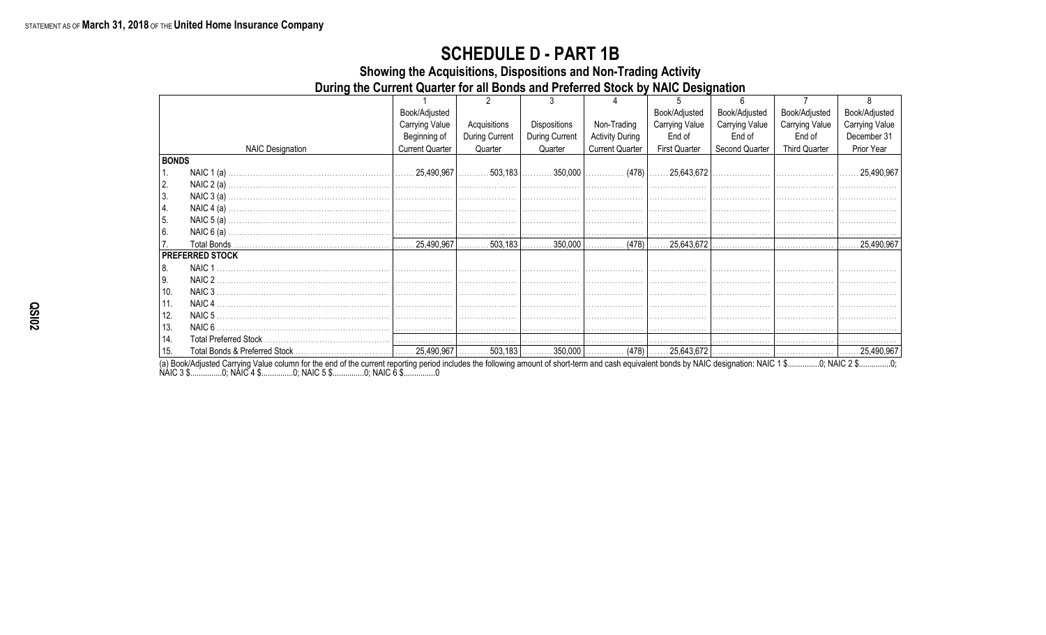STATEMENT AS OF **March 31, 2018** OF THE **United Home Insurance Company**

# SCHEDULE D - PART 1B

## Showing the Acquisitions, Dispositions and Non-Trading Activity
## During the Current Quarter for all Bonds and Preferred Stock by NAIC Designation

| NAIC Designation | 1<br>Book/Adjusted Carrying Value Beginning of Current Quarter | 2<br>Acquisitions During Current Quarter | 3<br>Dispositions During Current Quarter | 4<br>Non-Trading Activity During Current Quarter | 5<br>Book/Adjusted Carrying Value End of First Quarter | 6<br>Book/Adjusted Carrying Value End of Second Quarter | 7<br>Book/Adjusted Carrying Value End of Third Quarter | 8<br>Book/Adjusted Carrying Value December 31 Prior Year |
|---|---|---|---|---|---|---|---|---|
| **BONDS** | | | | | | | | |
| 1. NAIC 1 (a) | 25,490,967 | 503,183 | 350,000 | (478) | 25,643,672 | | | 25,490,967 |
| 2. NAIC 2 (a) | | | | | | | | |
| 3. NAIC 3 (a) | | | | | | | | |
| 4. NAIC 4 (a) | | | | | | | | |
| 5. NAIC 5 (a) | | | | | | | | |
| 6. NAIC 6 (a) | | | | | | | | |
| 7. Total Bonds | 25,490,967 | 503,183 | 350,000 | (478) | 25,643,672 | | | 25,490,967 |
| **PREFERRED STOCK** | | | | | | | | |
| 8. NAIC 1 | | | | | | | | |
| 9. NAIC 2 | | | | | | | | |
| 10. NAIC 3 | | | | | | | | |
| 11. NAIC 4 | | | | | | | | |
| 12. NAIC 5 | | | | | | | | |
| 13. NAIC 6 | | | | | | | | |
| 14. Total Preferred Stock | | | | | | | | |
| 15. Total Bonds & Preferred Stock | 25,490,967 | 503,183 | 350,000 | (478) | 25,643,672 | | | 25,490,967 |

(a) Book/Adjusted Carrying Value column for the end of the current reporting period includes the following amount of short-term and cash equivalent bonds by NAIC designation: NAIC 1 $...............0; NAIC 2 $...............0; NAIC 3 $...............0; NAIC 4 $...............0; NAIC 5 $...............0; NAIC 6 $...............0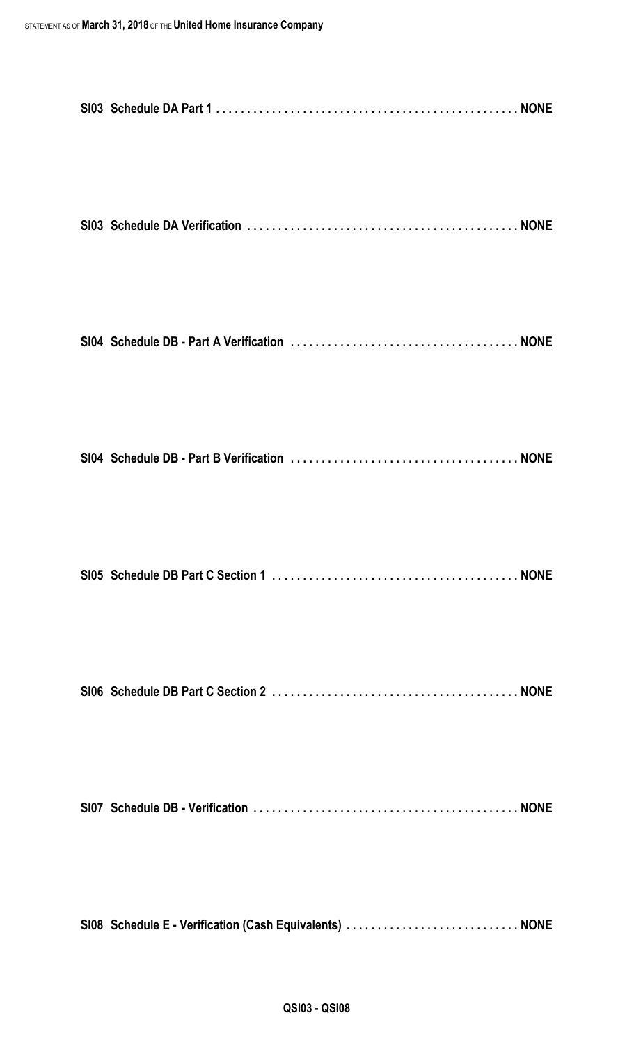**SI03 Schedule DA Part 1 . . . . . . . . . . . . . . . . . . . . . . . . . . . . . . . . . . . . . . . . . . . . . . . . NONE**

**SI03 Schedule DA Verification . . . . . . . . . . . . . . . . . . . . . . . . . . . . . . . . . . . . . . . . . . . NONE**

**SI04 Schedule DB - Part A Verification . . . . . . . . . . . . . . . . . . . . . . . . . . . . . . . . . . . . NONE**

**SI04 Schedule DB - Part B Verification . . . . . . . . . . . . . . . . . . . . . . . . . . . . . . . . . . . . NONE**

**SI05 Schedule DB Part C Section 1 . . . . . . . . . . . . . . . . . . . . . . . . . . . . . . . . . . . . . . . NONE**

**SI06 Schedule DB Part C Section 2 . . . . . . . . . . . . . . . . . . . . . . . . . . . . . . . . . . . . . . . NONE**

**SI07 Schedule DB - Verification . . . . . . . . . . . . . . . . . . . . . . . . . . . . . . . . . . . . . . . . . . NONE**

**SI08 Schedule E - Verification (Cash Equivalents) . . . . . . . . . . . . . . . . . . . . . . . . . . . NONE**

**QSI03 - QSI08**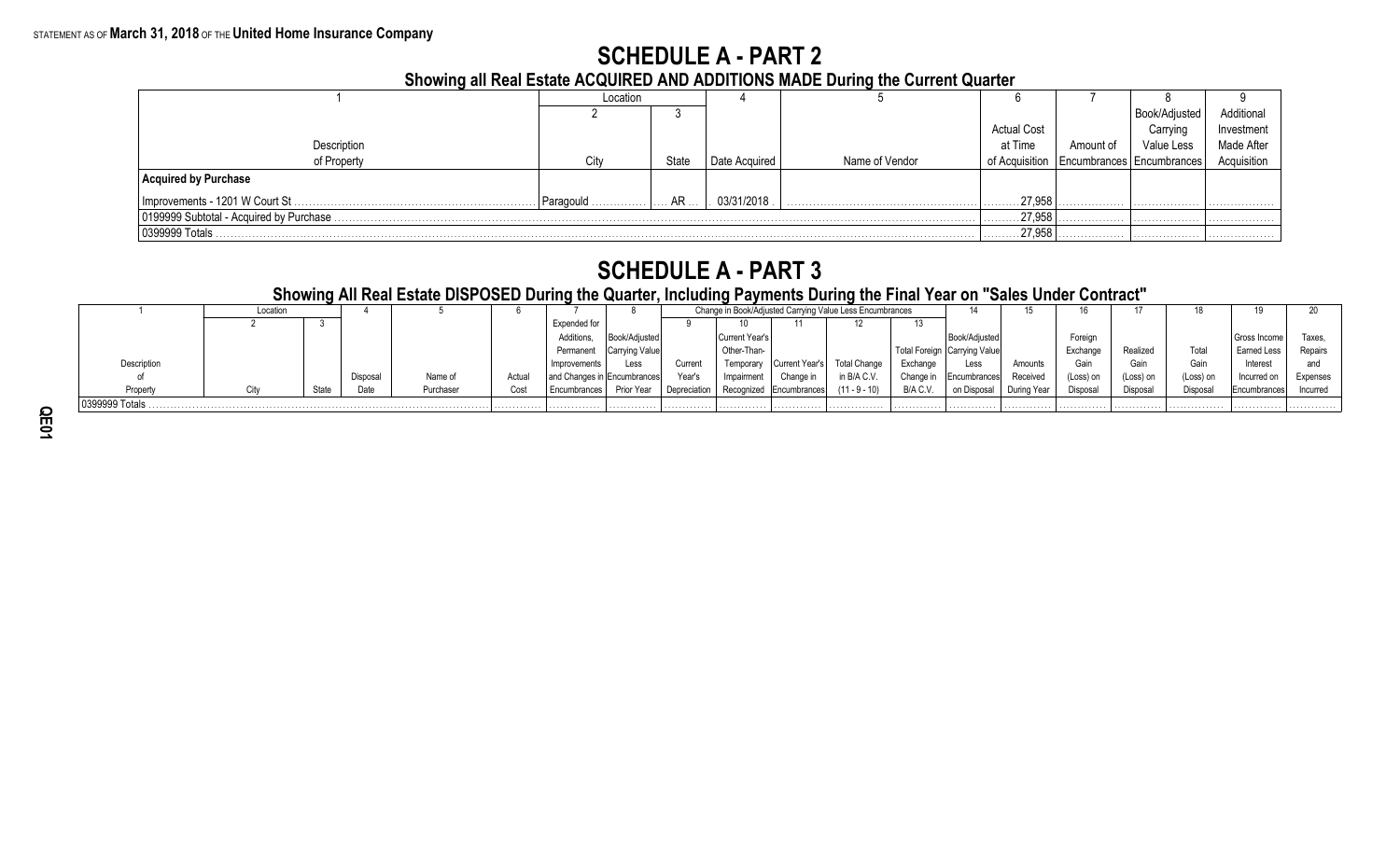STATEMENT AS OF **March 31, 2018** OF THE **United Home Insurance Company**

# SCHEDULE A - PART 2

## Showing all Real Estate ACQUIRED AND ADDITIONS MADE During the Current Quarter

| 1 | Location | | 4 | 5 | 6 | 7 | 8 | 9 |
|---|---|---|---|---|---|---|---|---|
| | 2 | 3 | | | | | | |
| Description of Property | City | State | Date Acquired | Name of Vendor | Actual Cost at Time of Acquisition | Amount of Encumbrances | Book/Adjusted Carrying Value Less Encumbrances | Additional Investment Made After Acquisition |
| **Acquired by Purchase** | | | | | | | | |
| Improvements - 1201 W Court St | Paragould | AR | 03/31/2018 | | 27,958 | | | |
| 0199999 Subtotal - Acquired by Purchase | | | | | 27,958 | | | |
| 0399999 Totals | | | | | 27,958 | | | |

# SCHEDULE A - PART 3

## Showing All Real Estate DISPOSED During the Quarter, Including Payments During the Final Year on "Sales Under Contract"

| 1 | Location | | 4 | 5 | 6 | 7 | 8 | Change in Book/Adjusted Carrying Value Less Encumbrances | | | | | 14 | 15 | 16 | 17 | 18 | 19 | 20 |
|---|---|---|---|---|---|---|---|---|---|---|---|---|---|---|---|---|---|---|---|
| | 2 | 3 | | | | | | 9 | 10 | 11 | 12 | 13 | | | | | | | |
| Description of Property | City | State | Disposal Date | Name of Purchaser | Actual Cost | Expended for Additions, Permanent Improvements and Changes in Encumbrances | Book/Adjusted Carrying Value Less Encumbrances Prior Year | Current Year's Depreciation | Current Year's Other-Than-Temporary Impairment Recognized | Current Year's Change in Encumbrances | Total Change in B/A C.V. (11 - 9 - 10) | Total Foreign Exchange Change in B/A C.V. | Book/Adjusted Carrying Value Less Encumbrances on Disposal | Amounts Received During Year | Foreign Exchange Gain (Loss) on Disposal | Realized Gain (Loss) on Disposal | Total Gain (Loss) on Disposal | Gross Income Earned Less Interest Incurred on Encumbrances | Taxes, Repairs and Expenses Incurred |
| 0399999 Totals | | | | | | | | | | | | | | | | | | | |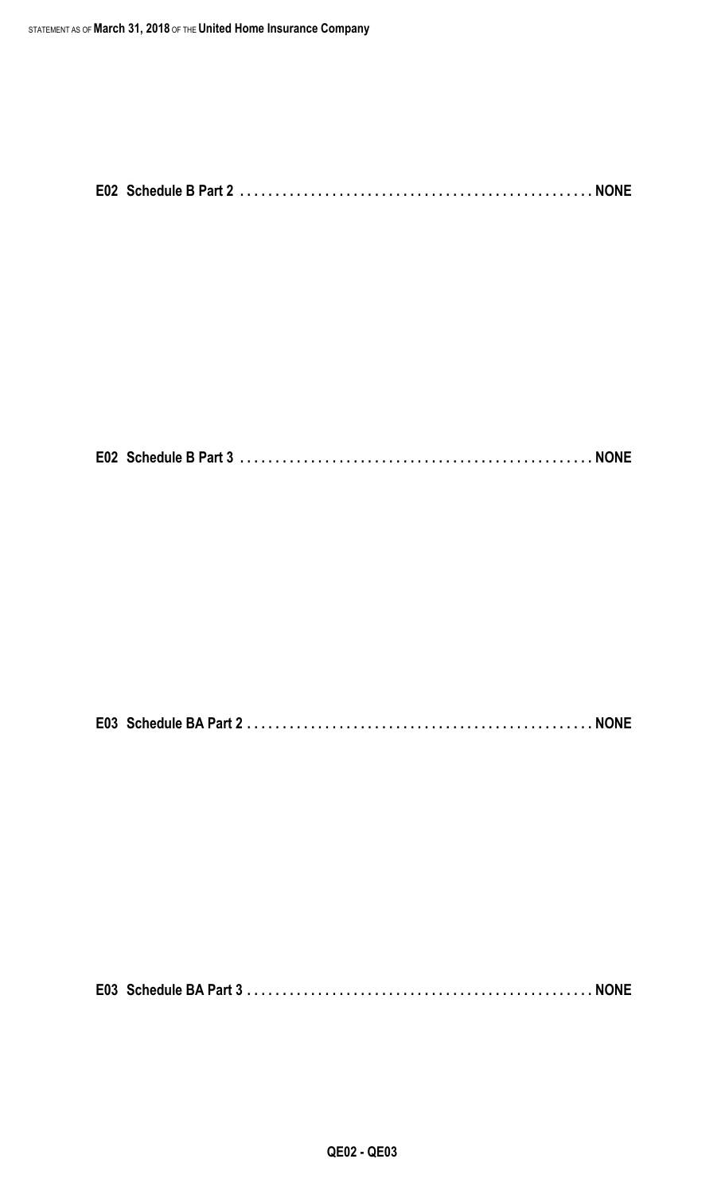**E02 Schedule B Part 2 . . . . . . . . . . . . . . . . . . . . . . . . . . . . . . . . . . . . . . . . . . . . . . . . NONE**

**E02 Schedule B Part 3 . . . . . . . . . . . . . . . . . . . . . . . . . . . . . . . . . . . . . . . . . . . . . . . . NONE**

**E03 Schedule BA Part 2 . . . . . . . . . . . . . . . . . . . . . . . . . . . . . . . . . . . . . . . . . . . . . . . NONE**

**E03 Schedule BA Part 3 . . . . . . . . . . . . . . . . . . . . . . . . . . . . . . . . . . . . . . . . . . . . . . . NONE**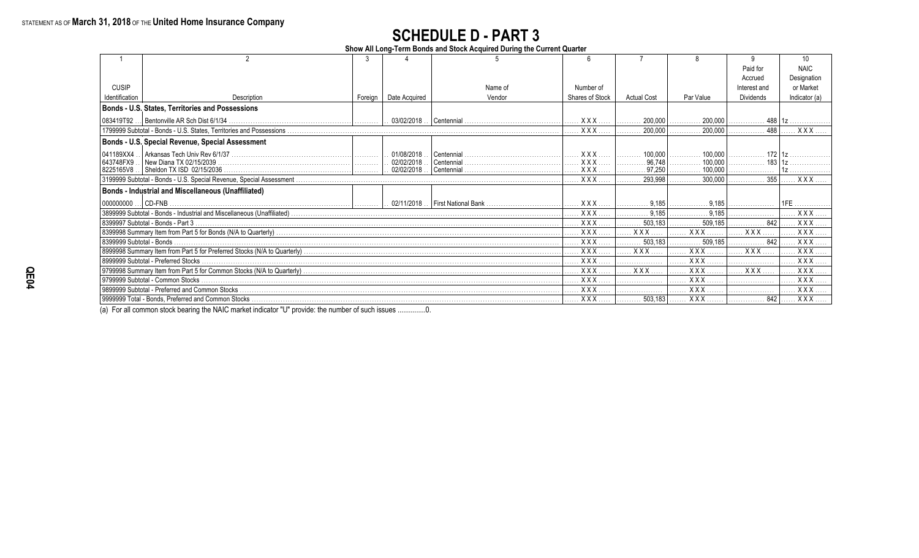STATEMENT AS OF **March 31, 2018** OF THE **United Home Insurance Company**

# SCHEDULE D - PART 3

**Show All Long-Term Bonds and Stock Acquired During the Current Quarter**

| 1 | 2 | 3 | 4 | 5 | 6 | 7 | 8 | 9 | 10 |
|---|---|---|---|---|---|---|---|---|---|
| CUSIP Identification | Description | Foreign | Date Acquired | Name of Vendor | Number of Shares of Stock | Actual Cost | Par Value | Paid for Accrued Interest and Dividends | NAIC Designation or Market Indicator (a) |
| **Bonds - U.S. States, Territories and Possessions** | | | | | | | | | |
| 083419T92 | Bentonville AR Sch Dist 6/1/34 | | 03/02/2018 | Centennial | XXX | 200,000 | 200,000 | 488 | 1z |
| 1799999 Subtotal - Bonds - U.S. States, Territories and Possessions | | | | | XXX | 200,000 | 200,000 | 488 | XXX |
| **Bonds - U.S. Special Revenue, Special Assessment** | | | | | | | | | |
| 041189XX4 | Arkansas Tech Univ Rev 6/1/37 | | 01/08/2018 | Centennial | XXX | 100,000 | 100,000 | 172 | 1z |
| 643748FX9 | New Diana TX 02/15/2039 | | 02/02/2018 | Centennial | XXX | 96,748 | 100,000 | 183 | 1z |
| 8225165V8 | Sheldon TX ISD 02/15/2036 | | 02/02/2018 | Centennial | XXX | 97,250 | 100,000 | | 1z |
| 3199999 Subtotal - Bonds - U.S. Special Revenue, Special Assessment | | | | | XXX | 293,998 | 300,000 | 355 | XXX |
| **Bonds - Industrial and Miscellaneous (Unaffiliated)** | | | | | | | | | |
| 000000000 | CD-FNB | | 02/11/2018 | First National Bank | XXX | 9,185 | 9,185 | | 1FE |
| 3899999 Subtotal - Bonds - Industrial and Miscellaneous (Unaffiliated) | | | | | XXX | 9,185 | 9,185 | | XXX |
| 8399997 Subtotal - Bonds - Part 3 | | | | | XXX | 503,183 | 509,185 | 842 | XXX |
| 8399998 Summary Item from Part 5 for Bonds (N/A to Quarterly) | | | | | XXX | XXX | XXX | XXX | XXX |
| 8399999 Subtotal - Bonds | | | | | XXX | 503,183 | 509,185 | 842 | XXX |
| 8999998 Summary Item from Part 5 for Preferred Stocks (N/A to Quarterly) | | | | | XXX | XXX | XXX | XXX | XXX |
| 8999999 Subtotal - Preferred Stocks | | | | | XXX | | XXX | | XXX |
| 9799998 Summary Item from Part 5 for Common Stocks (N/A to Quarterly) | | | | | XXX | XXX | XXX | XXX | XXX |
| 9799999 Subtotal - Common Stocks | | | | | XXX | | XXX | | XXX |
| 9899999 Subtotal - Preferred and Common Stocks | | | | | XXX | | XXX | | XXX |
| 9999999 Total - Bonds, Preferred and Common Stocks | | | | | XXX | 503,183 | XXX | 842 | XXX |

(a) For all common stock bearing the NAIC market indicator "U" provide: the number of such issues ...............0.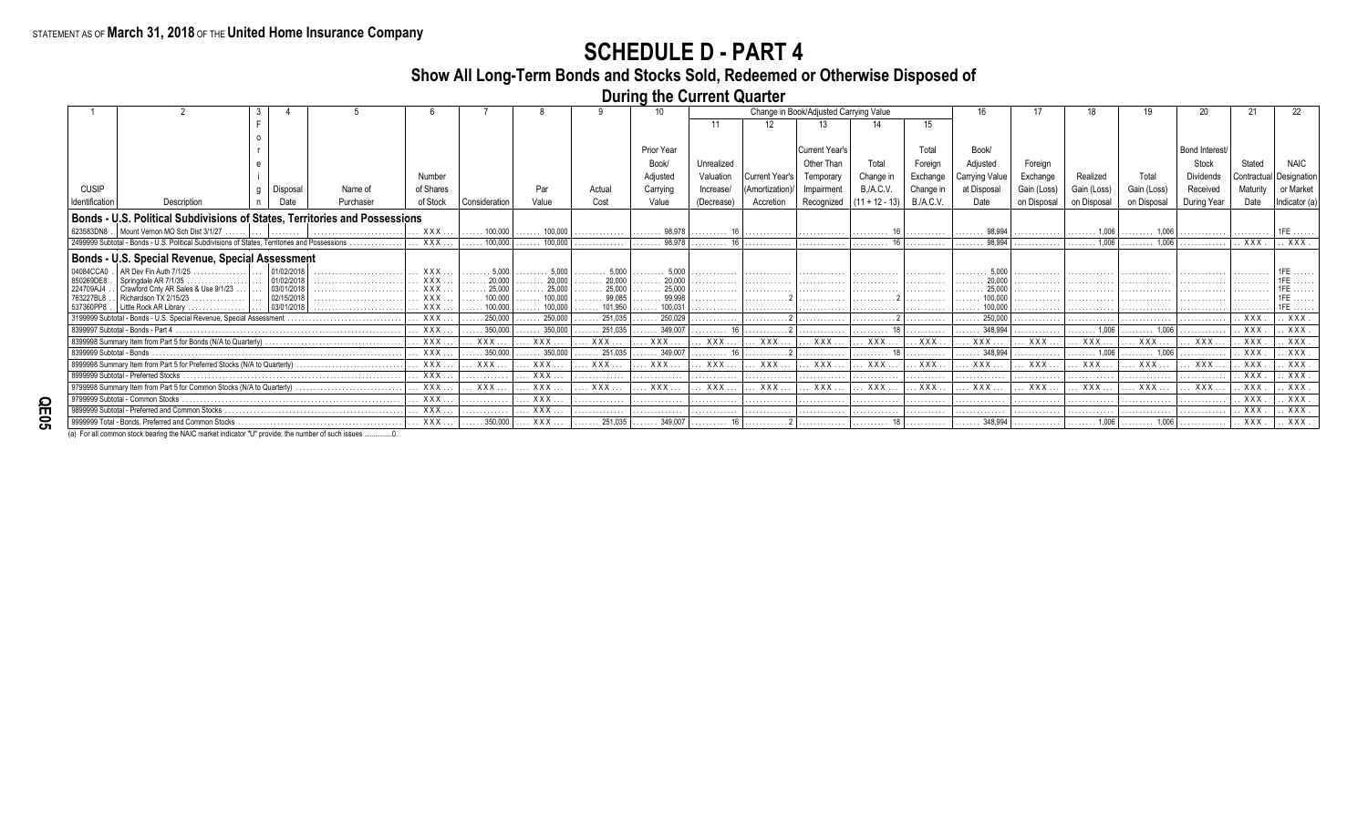STATEMENT AS OF **March 31, 2018** OF THE **United Home Insurance Company**

# SCHEDULE D - PART 4

## Show All Long-Term Bonds and Stocks Sold, Redeemed or Otherwise Disposed of During the Current Quarter

| 1 | 2 | 3 | 4 | 5 | 6 | 7 | 8 | 9 | 10 | Change in Book/Adjusted Carrying Value | | | | | 16 | 17 | 18 | 19 | 20 | 21 | 22 |
|---|---|---|---|---|---|---|---|---|---|---|---|---|---|---|---|---|---|---|---|---|---|
| | | | | | | | | | | 11 | 12 | 13 | 14 | 15 | | | | | | | |
| CUSIP Identification | Description | Foreign | Disposal Date | Name of Purchaser | Number of Shares of Stock | Consideration | Par Value | Actual Cost | Prior Year Book/ Adjusted Carrying Value | Unrealized Valuation Increase/ (Decrease) | Current Year's (Amortization)/ Accretion | Current Year's Other Than Temporary Impairment Recognized | Total Change in B./A.C.V. (11 + 12 - 13) | Total Foreign Exchange Change in B./A.C.V. | Book/ Adjusted Carrying Value at Disposal Date | Foreign Exchange Gain (Loss) on Disposal | Realized Gain (Loss) on Disposal | Total Gain (Loss) on Disposal | Bond Interest/ Stock Dividends Received During Year | Stated Contractual Maturity Date | NAIC Designation or Market Indicator (a) |
| **Bonds - U.S. Political Subdivisions of States, Territories and Possessions** | | | | | | | | | | | | | | | | | | | | | |
| 623583DN8 | Mount Vernon MO Sch Dist 3/1/27 | | | | XXX | 100,000 | 100,000 | | 98,978 | 16 | | | 16 | | 98,994 | | 1,006 | 1,006 | | | 1FE |
| 2499999 Subtotal - Bonds - U.S. Political Subdivisions of States, Territories and Possessions | | | | | XXX | 100,000 | 100,000 | | 98,978 | 16 | | | 16 | | 98,994 | | 1,006 | 1,006 | | XXX | XXX |
| **Bonds - U.S. Special Revenue, Special Assessment** | | | | | | | | | | | | | | | | | | | | | |
| 04084CCA0 | AR Dev Fin Auth 7/1/25 | | 01/02/2018 | | XXX | 5,000 | 5,000 | 5,000 | 5,000 | | | | | | 5,000 | | | | | | 1FE |
| 850269DE8 | Springdale AR 7/1/35 | | 01/02/2018 | | XXX | 20,000 | 20,000 | 20,000 | 20,000 | | | | | | 20,000 | | | | | | 1FE |
| 224709AJ4 | Crawford Cnty AR Sales & Use 9/1/23 | | 03/01/2018 | | XXX | 25,000 | 25,000 | 25,000 | 25,000 | | | | | | 25,000 | | | | | | 1FE |
| 763227BL8 | Richardson TX 2/15/23 | | 02/15/2018 | | XXX | 100,000 | 100,000 | 99,085 | 99,998 | | 2 | | 2 | | 100,000 | | | | | | 1FE |
| 537360PP8 | Little Rock AR Library | | 03/01/2018 | | XXX | 100,000 | 100,000 | 101,950 | 100,031 | | | | | | 100,000 | | | | | | 1FE |
| 3199999 Subtotal - Bonds - U.S. Special Revenue, Special Assessment | | | | | XXX | 250,000 | 250,000 | 251,035 | 250,029 | | 2 | | 2 | | 250,000 | | | | | XXX | XXX |
| 8399997 Subtotal - Bonds - Part 4 | | | | | XXX | 350,000 | 350,000 | 251,035 | 349,007 | 16 | 2 | | 18 | | 348,994 | | 1,006 | 1,006 | | XXX | XXX |
| 8399998 Summary Item from Part 5 for Bonds (N/A to Quarterly) | | | | | XXX | XXX | XXX | XXX | XXX | XXX | XXX | XXX | XXX | XXX | XXX | XXX | XXX | XXX | XXX | XXX | XXX |
| 8399999 Subtotal - Bonds | | | | | XXX | 350,000 | 350,000 | 251,035 | 349,007 | 16 | 2 | | 18 | | 348,994 | | 1,006 | 1,006 | | XXX | XXX |
| 8999998 Summary Item from Part 5 for Preferred Stocks (N/A to Quarterly) | | | | | XXX | XXX | XXX | XXX | XXX | XXX | XXX | XXX | XXX | XXX | XXX | XXX | XXX | XXX | XXX | XXX | XXX |
| 8999999 Subtotal - Preferred Stocks | | | | | XXX | | XXX | | | | | | | | | | | | | XXX | XXX |
| 9799998 Summary Item from Part 5 for Common Stocks (N/A to Quarterly) | | | | | XXX | XXX | XXX | XXX | XXX | XXX | XXX | XXX | XXX | XXX | XXX | XXX | XXX | XXX | XXX | XXX | XXX |
| 9799999 Subtotal - Common Stocks | | | | | XXX | | XXX | | | | | | | | | | | | | XXX | XXX |
| 9899999 Subtotal - Preferred and Common Stocks | | | | | XXX | | XXX | | | | | | | | | | | | | XXX | XXX |
| 9999999 Total - Bonds, Preferred and Common Stocks | | | | | XXX | 350,000 | XXX | 251,035 | 349,007 | 16 | 2 | | 18 | | 348,994 | | 1,006 | 1,006 | | XXX | XXX |

(a) For all common stock bearing the NAIC market indicator "U" provide: the number of such issues ..............0.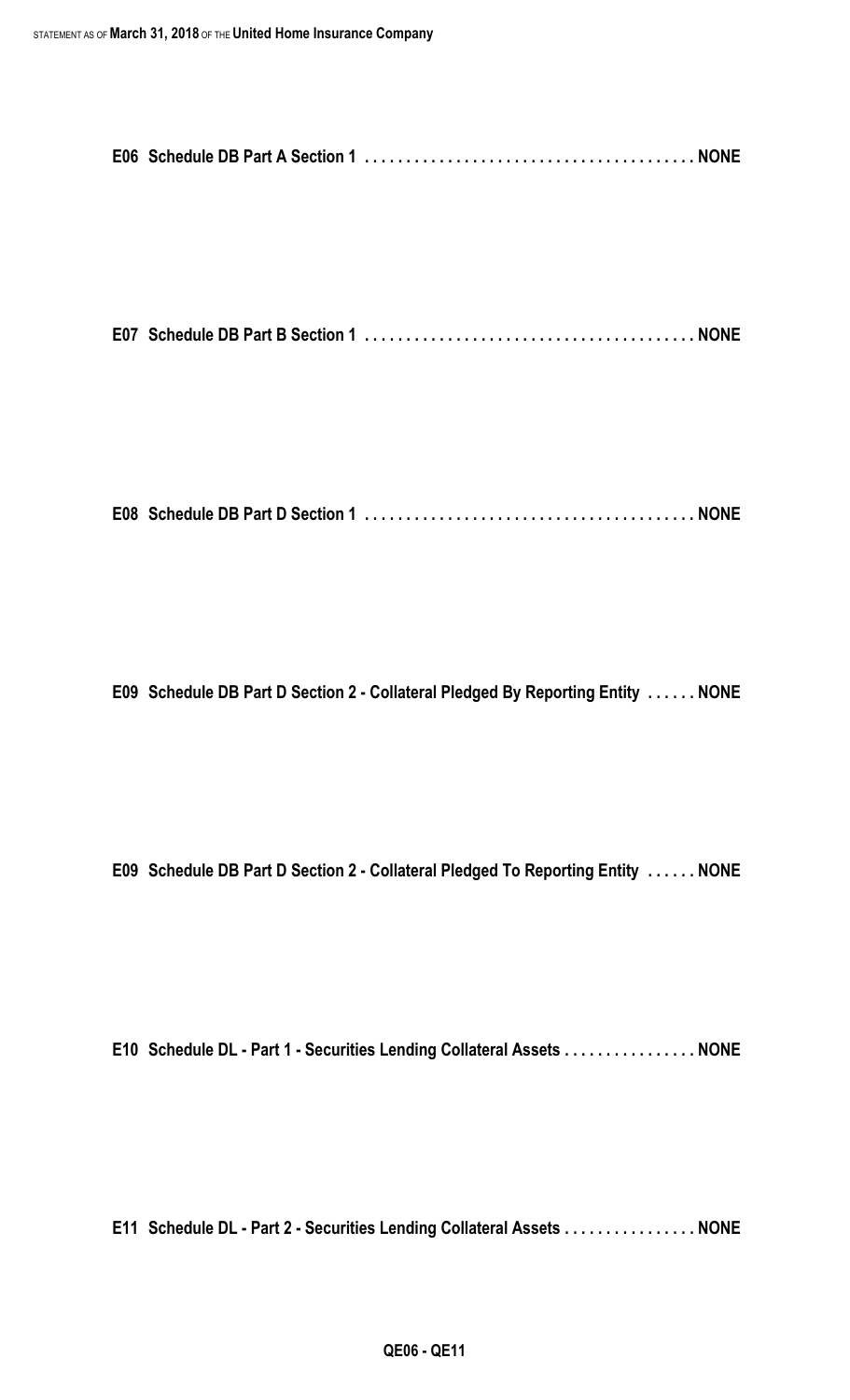**E06 Schedule DB Part A Section 1 . . . . . . . . . . . . . . . . . . . . . . . . . . . . . . . . . . . . . . . NONE**

**E07 Schedule DB Part B Section 1 . . . . . . . . . . . . . . . . . . . . . . . . . . . . . . . . . . . . . . . NONE**

**E08 Schedule DB Part D Section 1 . . . . . . . . . . . . . . . . . . . . . . . . . . . . . . . . . . . . . . . NONE**

**E09 Schedule DB Part D Section 2 - Collateral Pledged By Reporting Entity . . . . . . NONE**

**E09 Schedule DB Part D Section 2 - Collateral Pledged To Reporting Entity . . . . . . NONE**

**E10 Schedule DL - Part 1 - Securities Lending Collateral Assets . . . . . . . . . . . . . . . . NONE**

**E11 Schedule DL - Part 2 - Securities Lending Collateral Assets . . . . . . . . . . . . . . . . NONE**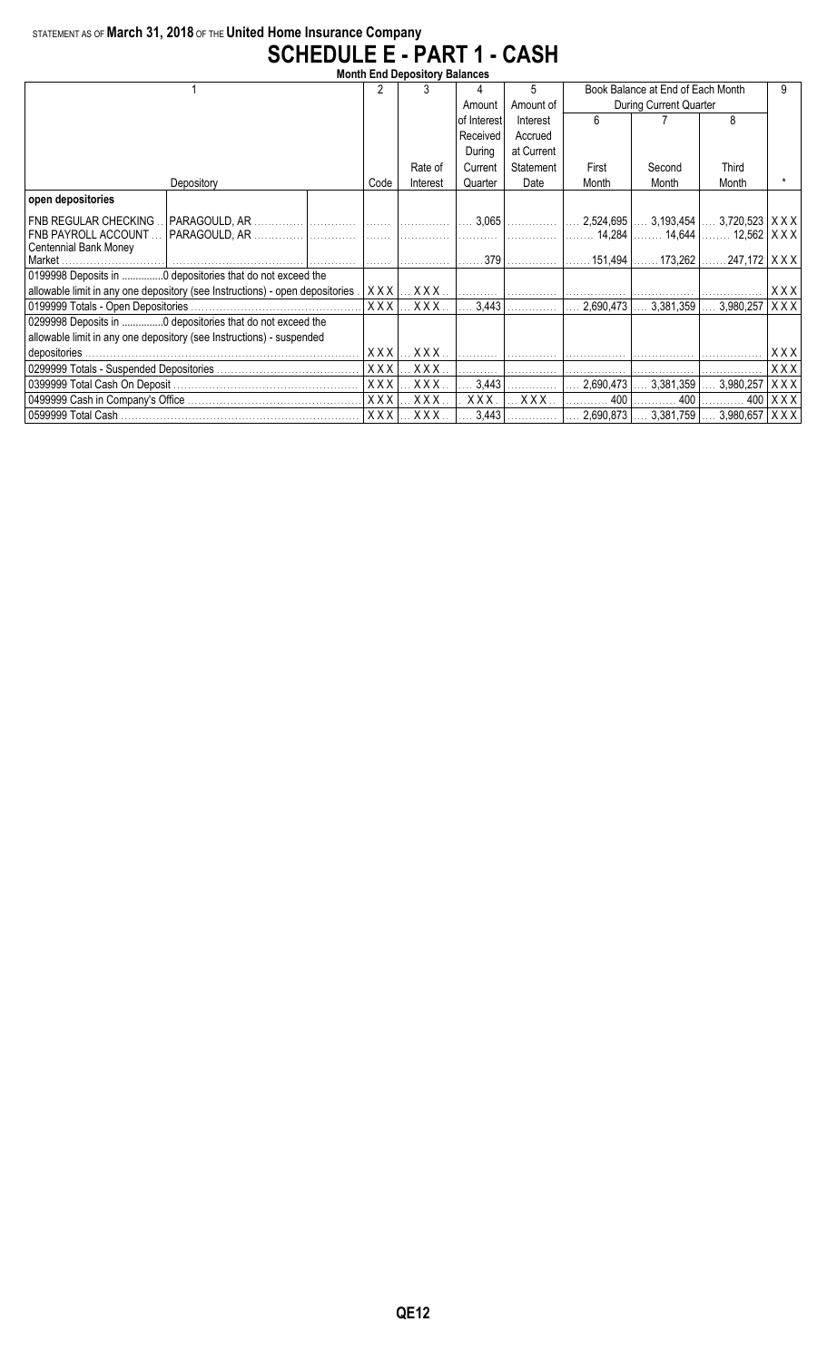STATEMENT AS OF **March 31, 2018** OF THE **United Home Insurance Company**

# SCHEDULE E - PART 1 - CASH

**Month End Depository Balances**

| 1 | | | 2 | 3 | 4 | 5 | Book Balance at End of Each Month During Current Quarter | | | 9 |
|---|---|---|---|---|---|---|---|---|---|---|
| | | | | | Amount of Interest Received During Current Quarter | Amount of Interest Accrued at Current Statement Date | 6 | 7 | 8 | |
| Depository | | | Code | Rate of Interest | | | First Month | Second Month | Third Month | * |
| **open depositories** | | | | | | | | | | |
| FNB REGULAR CHECKING | PARAGOULD, AR | | | | 3,065 | | 2,524,695 | 3,193,454 | 3,720,523 | XXX |
| FNB PAYROLL ACCOUNT | PARAGOULD, AR | | | | | | 14,284 | 14,644 | 12,562 | XXX |
| Centennial Bank Money Market | | | | | 379 | | 151,494 | 173,262 | 247,172 | XXX |
| 0199998 Deposits in ..............0 depositories that do not exceed the allowable limit in any one depository (see Instructions) - open depositories | | | XXX | XXX | | | | | | XXX |
| 0199999 Totals - Open Depositories | | | XXX | XXX | 3,443 | | 2,690,473 | 3,381,359 | 3,980,257 | XXX |
| 0299998 Deposits in ..............0 depositories that do not exceed the allowable limit in any one depository (see Instructions) - suspended depositories | | | XXX | XXX | | | | | | XXX |
| 0299999 Totals - Suspended Depositories | | | XXX | XXX | | | | | | XXX |
| 0399999 Total Cash On Deposit | | | XXX | XXX | 3,443 | | 2,690,473 | 3,381,359 | 3,980,257 | XXX |
| 0499999 Cash in Company's Office | | | XXX | XXX | XXX | XXX | 400 | 400 | 400 | XXX |
| 0599999 Total Cash | | | XXX | XXX | 3,443 | | 2,690,873 | 3,381,759 | 3,980,657 | XXX |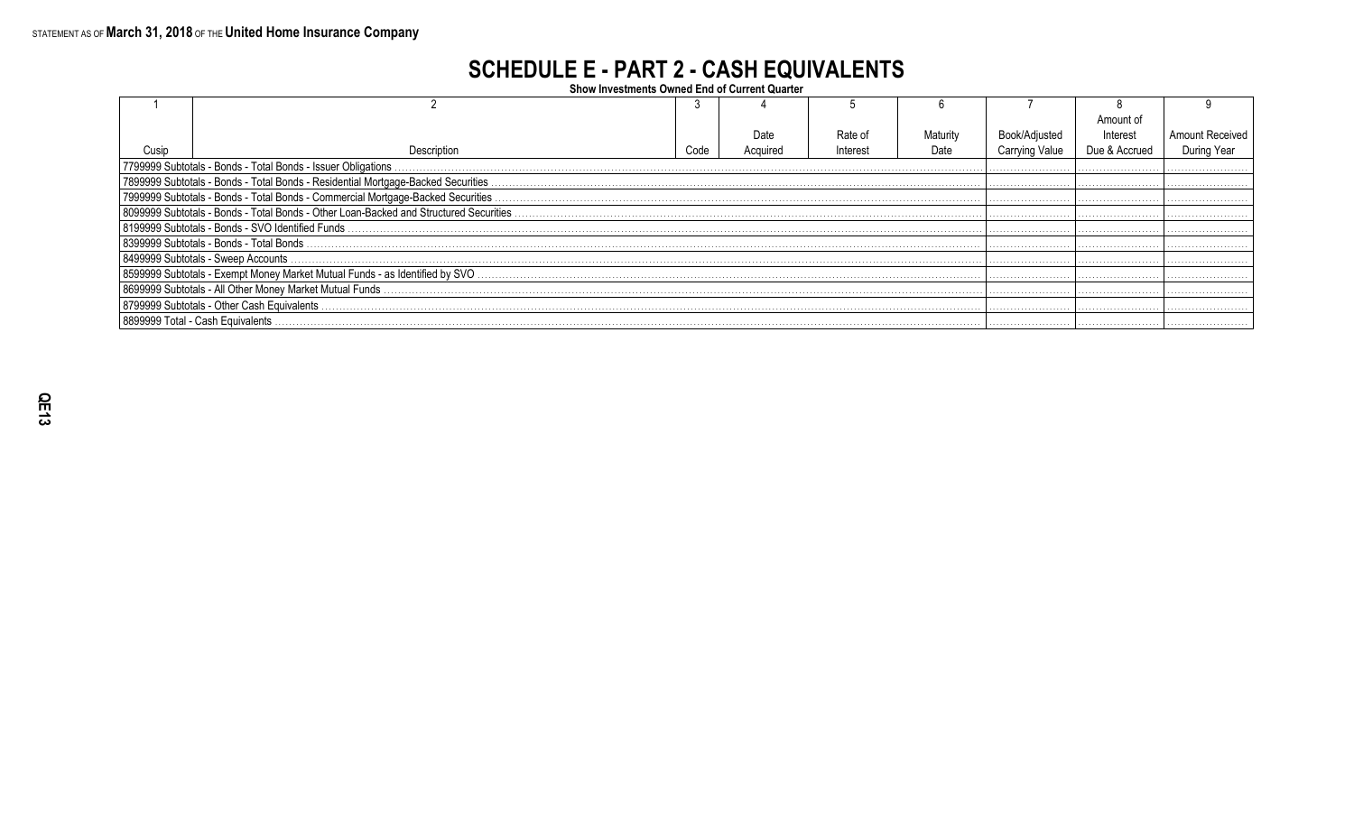STATEMENT AS OF **March 31, 2018** OF THE **United Home Insurance Company**

# SCHEDULE E - PART 2 - CASH EQUIVALENTS

**Show Investments Owned End of Current Quarter**

| 1 | 2 | 3 | 4 | 5 | 6 | 7 | 8 | 9 |
|---|---|---|---|---|---|---|---|---|
| Cusip | Description | Code | Date Acquired | Rate of Interest | Maturity Date | Book/Adjusted Carrying Value | Amount of Interest Due & Accrued | Amount Received During Year |
| 7799999 Subtotals - Bonds - Total Bonds - Issuer Obligations | | | | | | | | |
| 7899999 Subtotals - Bonds - Total Bonds - Residential Mortgage-Backed Securities | | | | | | | | |
| 7999999 Subtotals - Bonds - Total Bonds - Commercial Mortgage-Backed Securities | | | | | | | | |
| 8099999 Subtotals - Bonds - Total Bonds - Other Loan-Backed and Structured Securities | | | | | | | | |
| 8199999 Subtotals - Bonds - SVO Identified Funds | | | | | | | | |
| 8399999 Subtotals - Bonds - Total Bonds | | | | | | | | |
| 8499999 Subtotals - Sweep Accounts | | | | | | | | |
| 8599999 Subtotals - Exempt Money Market Mutual Funds - as Identified by SVO | | | | | | | | |
| 8699999 Subtotals - All Other Money Market Mutual Funds | | | | | | | | |
| 8799999 Subtotals - Other Cash Equivalents | | | | | | | | |
| 8899999 Total - Cash Equivalents | | | | | | | | |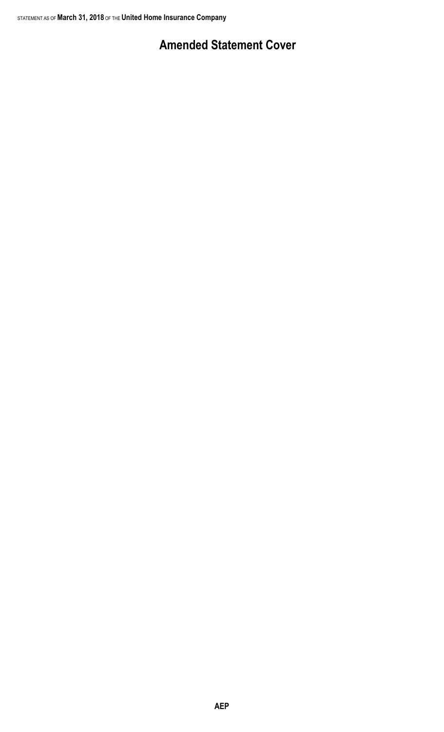# Amended Statement Cover

AEP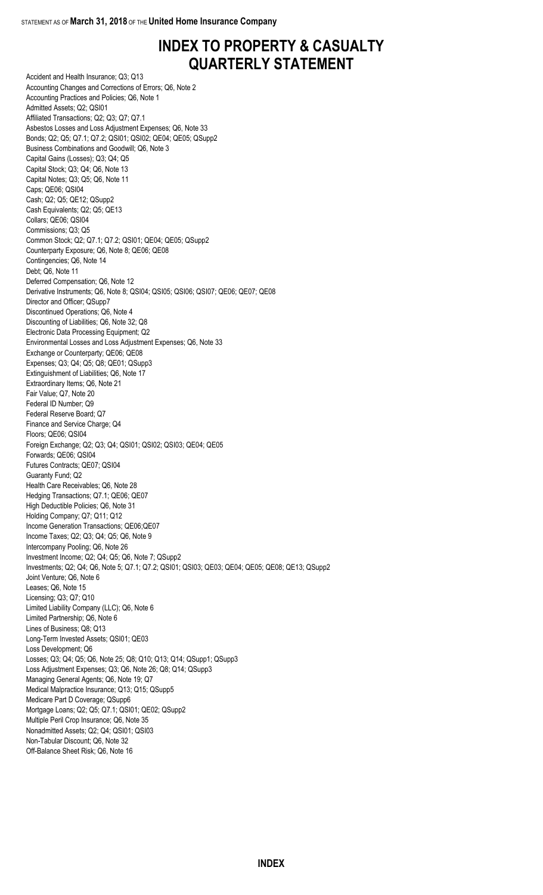# INDEX TO PROPERTY & CASUALTY QUARTERLY STATEMENT

Accident and Health Insurance; Q3; Q13
Accounting Changes and Corrections of Errors; Q6, Note 2
Accounting Practices and Policies; Q6, Note 1
Admitted Assets; Q2; QSI01
Affiliated Transactions; Q2; Q3; Q7; Q7.1
Asbestos Losses and Loss Adjustment Expenses; Q6, Note 33
Bonds; Q2; Q5; Q7.1; Q7.2; QSI01; QSI02; QE04; QE05; QSupp2
Business Combinations and Goodwill; Q6, Note 3
Capital Gains (Losses); Q3; Q4; Q5
Capital Stock; Q3; Q4; Q6, Note 13
Capital Notes; Q3; Q5; Q6, Note 11
Caps; QE06; QSI04
Cash; Q2; Q5; QE12; QSupp2
Cash Equivalents; Q2; Q5; QE13
Collars; QE06; QSI04
Commissions; Q3; Q5
Common Stock; Q2; Q7.1; Q7.2; QSI01; QE04; QE05; QSupp2
Counterparty Exposure; Q6, Note 8; QE06; QE08
Contingencies; Q6, Note 14
Debt; Q6, Note 11
Deferred Compensation; Q6, Note 12
Derivative Instruments; Q6, Note 8; QSI04; QSI05; QSI06; QSI07; QE06; QE07; QE08
Director and Officer; QSupp7
Discontinued Operations; Q6, Note 4
Discounting of Liabilities; Q6, Note 32; Q8
Electronic Data Processing Equipment; Q2
Environmental Losses and Loss Adjustment Expenses; Q6, Note 33
Exchange or Counterparty; QE06; QE08
Expenses; Q3; Q4; Q5; Q8; QE01; QSupp3
Extinguishment of Liabilities; Q6, Note 17
Extraordinary Items; Q6, Note 21
Fair Value; Q7, Note 20
Federal ID Number; Q9
Federal Reserve Board; Q7
Finance and Service Charge; Q4
Floors; QE06; QSI04
Foreign Exchange; Q2; Q3; Q4; QSI01; QSI02; QSI03; QE04; QE05
Forwards; QE06; QSI04
Futures Contracts; QE07; QSI04
Guaranty Fund; Q2
Health Care Receivables; Q6, Note 28
Hedging Transactions; Q7.1; QE06; QE07
High Deductible Policies; Q6, Note 31
Holding Company; Q7; Q11; Q12
Income Generation Transactions; QE06;QE07
Income Taxes; Q2; Q3; Q4; Q5; Q6, Note 9
Intercompany Pooling; Q6, Note 26
Investment Income; Q2; Q4; Q5; Q6, Note 7; QSupp2
Investments; Q2; Q4; Q6, Note 5; Q7.1; Q7.2; QSI01; QSI03; QE03; QE04; QE05; QE08; QE13; QSupp2
Joint Venture; Q6, Note 6
Leases; Q6, Note 15
Licensing; Q3; Q7; Q10
Limited Liability Company (LLC); Q6, Note 6
Limited Partnership; Q6, Note 6
Lines of Business; Q8; Q13
Long-Term Invested Assets; QSI01; QE03
Loss Development; Q6
Losses; Q3; Q4; Q5; Q6, Note 25; Q8; Q10; Q13; Q14; QSupp1; QSupp3
Loss Adjustment Expenses; Q3; Q6, Note 26; Q8; Q14; QSupp3
Managing General Agents; Q6, Note 19; Q7
Medical Malpractice Insurance; Q13; Q15; QSupp5
Medicare Part D Coverage; QSupp6
Mortgage Loans; Q2; Q5; Q7.1; QSI01; QE02; QSupp2
Multiple Peril Crop Insurance; Q6, Note 35
Nonadmitted Assets; Q2; Q4; QSI01; QSI03
Non-Tabular Discount; Q6, Note 32
Off-Balance Sheet Risk; Q6, Note 16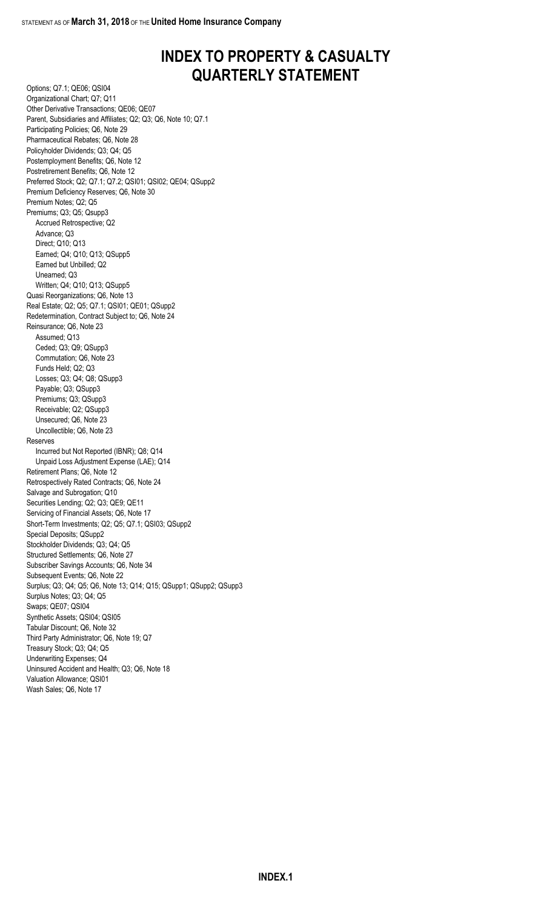# INDEX TO PROPERTY & CASUALTY QUARTERLY STATEMENT

Options; Q7.1; QE06; QSI04
Organizational Chart; Q7; Q11
Other Derivative Transactions; QE06; QE07
Parent, Subsidiaries and Affiliates; Q2; Q3; Q6, Note 10; Q7.1
Participating Policies; Q6, Note 29
Pharmaceutical Rebates; Q6, Note 28
Policyholder Dividends; Q3; Q4; Q5
Postemployment Benefits; Q6, Note 12
Postretirement Benefits; Q6, Note 12
Preferred Stock; Q2; Q7.1; Q7.2; QSI01; QSI02; QE04; QSupp2
Premium Deficiency Reserves; Q6, Note 30
Premium Notes; Q2; Q5
Premiums; Q3; Q5; Qsupp3
  Accrued Retrospective; Q2
  Advance; Q3
  Direct; Q10; Q13
  Earned; Q4; Q10; Q13; QSupp5
  Earned but Unbilled; Q2
  Unearned; Q3
  Written; Q4; Q10; Q13; QSupp5
Quasi Reorganizations; Q6, Note 13
Real Estate; Q2; Q5; Q7.1; QSI01; QE01; QSupp2
Redetermination, Contract Subject to; Q6, Note 24
Reinsurance; Q6, Note 23
  Assumed; Q13
  Ceded; Q3; Q9; QSupp3
  Commutation; Q6, Note 23
  Funds Held; Q2; Q3
  Losses; Q3; Q4; Q8; QSupp3
  Payable; Q3; QSupp3
  Premiums; Q3; QSupp3
  Receivable; Q2; QSupp3
  Unsecured; Q6, Note 23
  Uncollectible; Q6, Note 23
Reserves
  Incurred but Not Reported (IBNR); Q8; Q14
  Unpaid Loss Adjustment Expense (LAE); Q14
Retirement Plans; Q6, Note 12
Retrospectively Rated Contracts; Q6, Note 24
Salvage and Subrogation; Q10
Securities Lending; Q2; Q3; QE9; QE11
Servicing of Financial Assets; Q6, Note 17
Short-Term Investments; Q2; Q5; Q7.1; QSI03; QSupp2
Special Deposits; QSupp2
Stockholder Dividends; Q3; Q4; Q5
Structured Settlements; Q6, Note 27
Subscriber Savings Accounts; Q6, Note 34
Subsequent Events; Q6, Note 22
Surplus; Q3; Q4; Q5; Q6, Note 13; Q14; Q15; QSupp1; QSupp2; QSupp3
Surplus Notes; Q3; Q4; Q5
Swaps; QE07; QSI04
Synthetic Assets; QSI04; QSI05
Tabular Discount; Q6, Note 32
Third Party Administrator; Q6, Note 19; Q7
Treasury Stock; Q3; Q4; Q5
Underwriting Expenses; Q4
Uninsured Accident and Health; Q3; Q6, Note 18
Valuation Allowance; QSI01
Wash Sales; Q6, Note 17